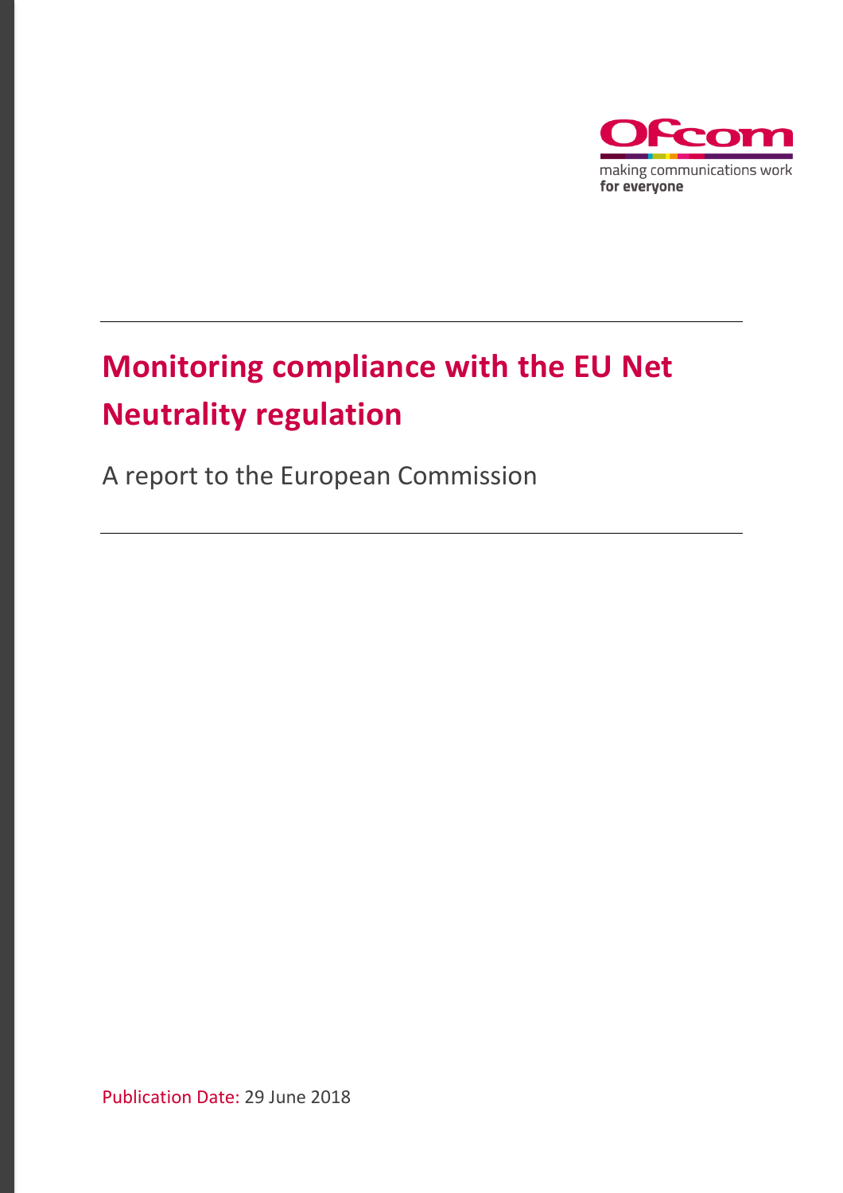Ofcom

making communications work
**for everyone**

# Monitoring compliance with the EU Net Neutrality regulation

A report to the European Commission

Publication Date: 29 June 2018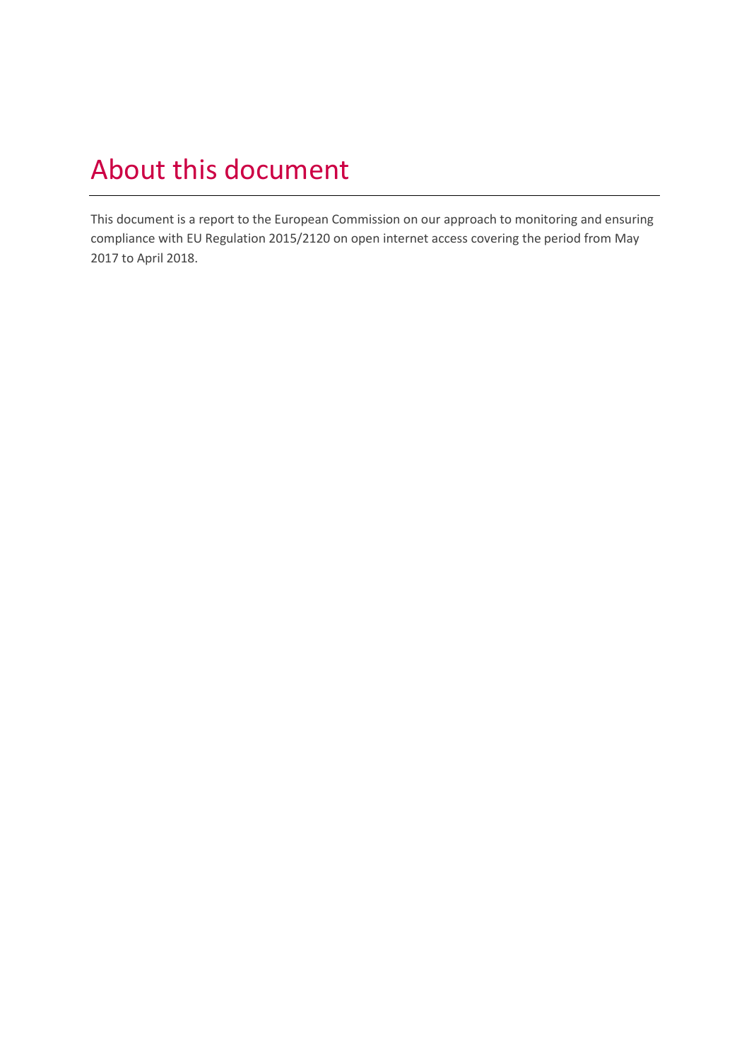# About this document

This document is a report to the European Commission on our approach to monitoring and ensuring compliance with EU Regulation 2015/2120 on open internet access covering the period from May 2017 to April 2018.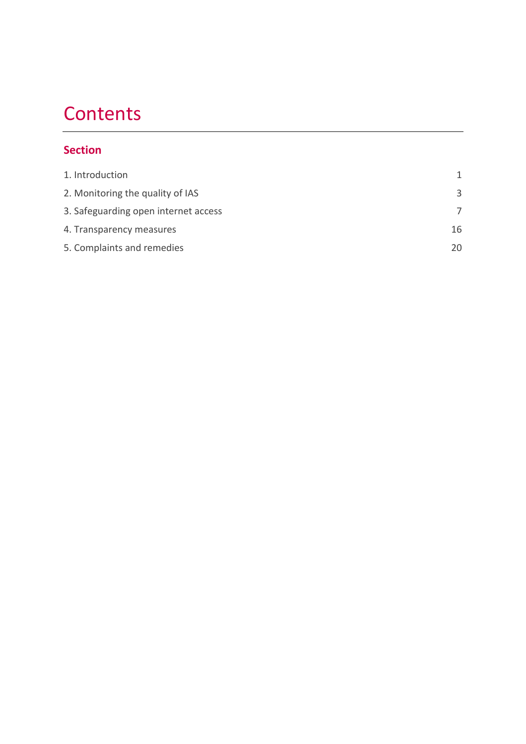# Contents

**Section**

| | |
|---|---|
| 1. Introduction | 1 |
| 2. Monitoring the quality of IAS | 3 |
| 3. Safeguarding open internet access | 7 |
| 4. Transparency measures | 16 |
| 5. Complaints and remedies | 20 |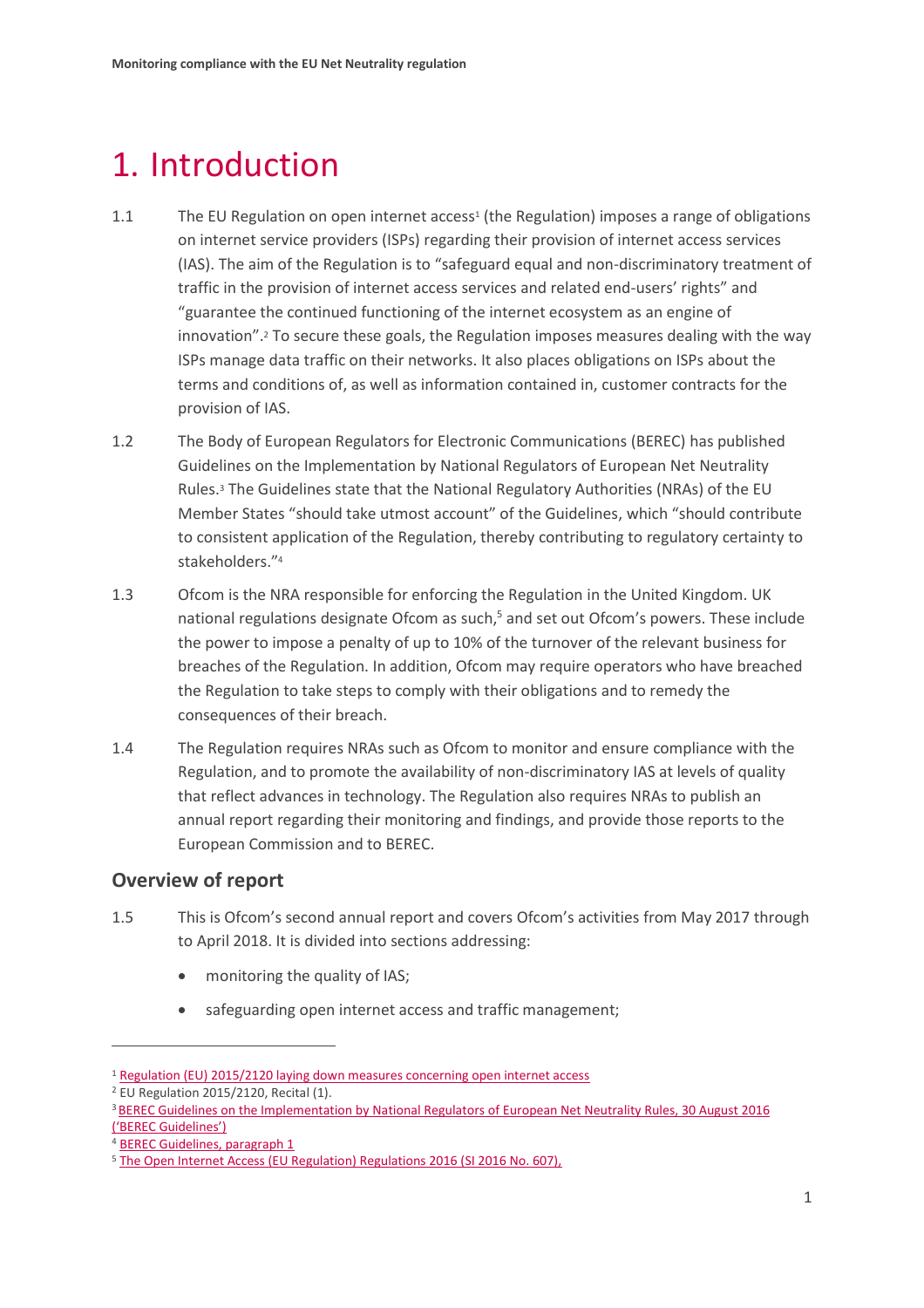# 1. Introduction

1.1 The EU Regulation on open internet access[1] (the Regulation) imposes a range of obligations on internet service providers (ISPs) regarding their provision of internet access services (IAS). The aim of the Regulation is to "safeguard equal and non-discriminatory treatment of traffic in the provision of internet access services and related end-users' rights" and "guarantee the continued functioning of the internet ecosystem as an engine of innovation".[2] To secure these goals, the Regulation imposes measures dealing with the way ISPs manage data traffic on their networks. It also places obligations on ISPs about the terms and conditions of, as well as information contained in, customer contracts for the provision of IAS.

1.2 The Body of European Regulators for Electronic Communications (BEREC) has published Guidelines on the Implementation by National Regulators of European Net Neutrality Rules.[3] The Guidelines state that the National Regulatory Authorities (NRAs) of the EU Member States "should take utmost account" of the Guidelines, which "should contribute to consistent application of the Regulation, thereby contributing to regulatory certainty to stakeholders."[4]

1.3 Ofcom is the NRA responsible for enforcing the Regulation in the United Kingdom. UK national regulations designate Ofcom as such,[5] and set out Ofcom's powers. These include the power to impose a penalty of up to 10% of the turnover of the relevant business for breaches of the Regulation. In addition, Ofcom may require operators who have breached the Regulation to take steps to comply with their obligations and to remedy the consequences of their breach.

1.4 The Regulation requires NRAs such as Ofcom to monitor and ensure compliance with the Regulation, and to promote the availability of non-discriminatory IAS at levels of quality that reflect advances in technology. The Regulation also requires NRAs to publish an annual report regarding their monitoring and findings, and provide those reports to the European Commission and to BEREC.

## Overview of report

1.5 This is Ofcom's second annual report and covers Ofcom's activities from May 2017 through to April 2018. It is divided into sections addressing:

- monitoring the quality of IAS;
- safeguarding open internet access and traffic management;

---

[1] Regulation (EU) 2015/2120 laying down measures concerning open internet access

[2] EU Regulation 2015/2120, Recital (1).

[3] BEREC Guidelines on the Implementation by National Regulators of European Net Neutrality Rules, 30 August 2016 ('BEREC Guidelines')

[4] BEREC Guidelines, paragraph 1

[5] The Open Internet Access (EU Regulation) Regulations 2016 (SI 2016 No. 607),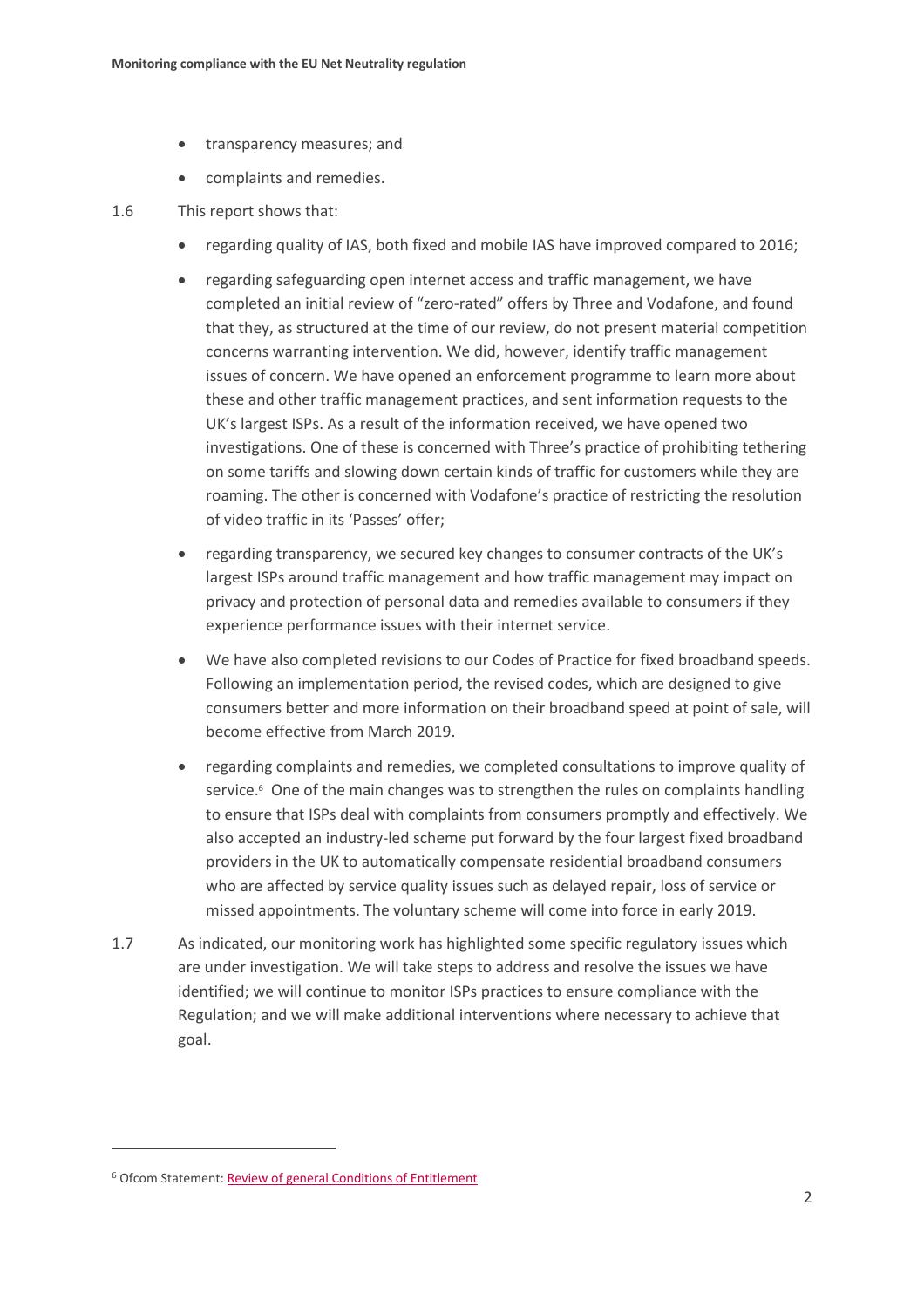- transparency measures; and
- complaints and remedies.

1.6 This report shows that:

- regarding quality of IAS, both fixed and mobile IAS have improved compared to 2016;
- regarding safeguarding open internet access and traffic management, we have completed an initial review of "zero-rated" offers by Three and Vodafone, and found that they, as structured at the time of our review, do not present material competition concerns warranting intervention. We did, however, identify traffic management issues of concern. We have opened an enforcement programme to learn more about these and other traffic management practices, and sent information requests to the UK's largest ISPs. As a result of the information received, we have opened two investigations. One of these is concerned with Three's practice of prohibiting tethering on some tariffs and slowing down certain kinds of traffic for customers while they are roaming. The other is concerned with Vodafone's practice of restricting the resolution of video traffic in its 'Passes' offer;
- regarding transparency, we secured key changes to consumer contracts of the UK's largest ISPs around traffic management and how traffic management may impact on privacy and protection of personal data and remedies available to consumers if they experience performance issues with their internet service.
- We have also completed revisions to our Codes of Practice for fixed broadband speeds. Following an implementation period, the revised codes, which are designed to give consumers better and more information on their broadband speed at point of sale, will become effective from March 2019.
- regarding complaints and remedies, we completed consultations to improve quality of service.[6] One of the main changes was to strengthen the rules on complaints handling to ensure that ISPs deal with complaints from consumers promptly and effectively. We also accepted an industry-led scheme put forward by the four largest fixed broadband providers in the UK to automatically compensate residential broadband consumers who are affected by service quality issues such as delayed repair, loss of service or missed appointments. The voluntary scheme will come into force in early 2019.

1.7 As indicated, our monitoring work has highlighted some specific regulatory issues which are under investigation. We will take steps to address and resolve the issues we have identified; we will continue to monitor ISPs practices to ensure compliance with the Regulation; and we will make additional interventions where necessary to achieve that goal.

[6] Ofcom Statement: Review of general Conditions of Entitlement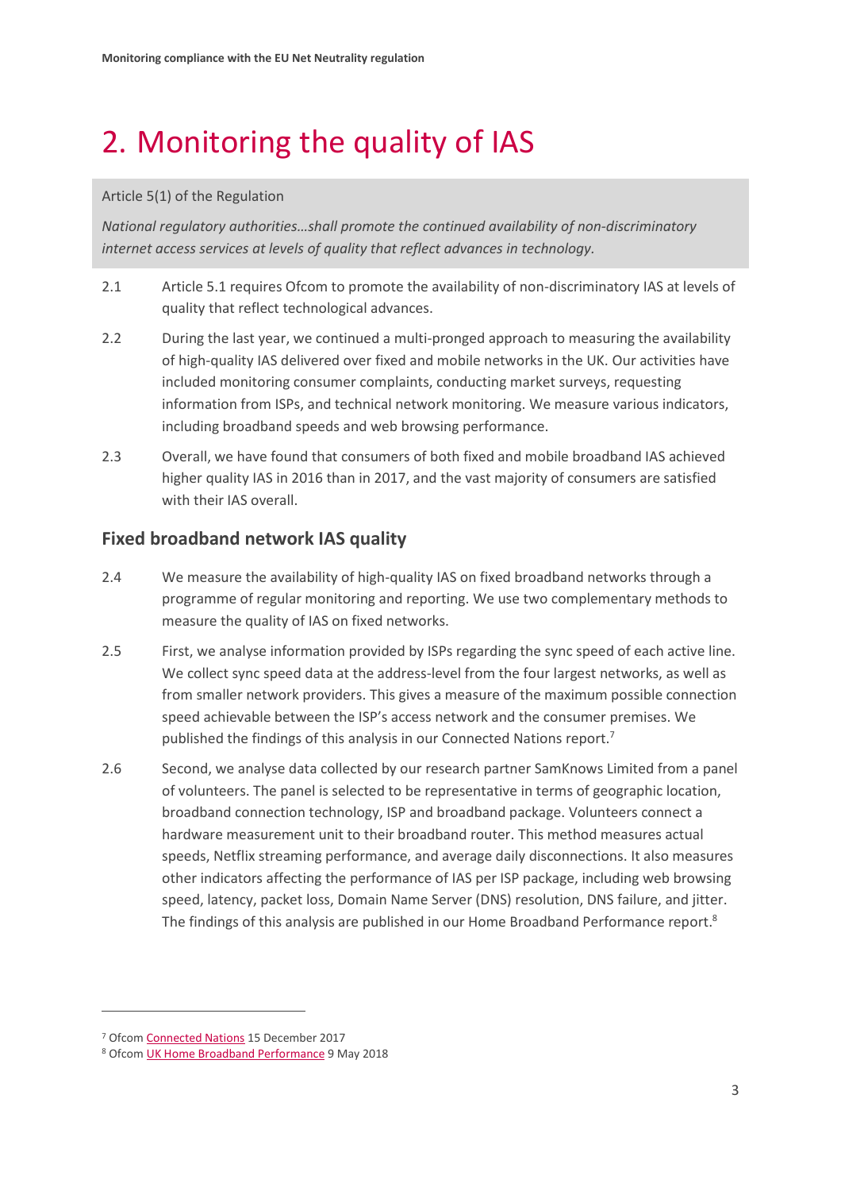# 2. Monitoring the quality of IAS

Article 5(1) of the Regulation

*National regulatory authorities…shall promote the continued availability of non-discriminatory internet access services at levels of quality that reflect advances in technology.*

2.1 Article 5.1 requires Ofcom to promote the availability of non-discriminatory IAS at levels of quality that reflect technological advances.

2.2 During the last year, we continued a multi-pronged approach to measuring the availability of high-quality IAS delivered over fixed and mobile networks in the UK. Our activities have included monitoring consumer complaints, conducting market surveys, requesting information from ISPs, and technical network monitoring. We measure various indicators, including broadband speeds and web browsing performance.

2.3 Overall, we have found that consumers of both fixed and mobile broadband IAS achieved higher quality IAS in 2016 than in 2017, and the vast majority of consumers are satisfied with their IAS overall.

## Fixed broadband network IAS quality

2.4 We measure the availability of high-quality IAS on fixed broadband networks through a programme of regular monitoring and reporting. We use two complementary methods to measure the quality of IAS on fixed networks.

2.5 First, we analyse information provided by ISPs regarding the sync speed of each active line. We collect sync speed data at the address-level from the four largest networks, as well as from smaller network providers. This gives a measure of the maximum possible connection speed achievable between the ISP's access network and the consumer premises. We published the findings of this analysis in our Connected Nations report.[7]

2.6 Second, we analyse data collected by our research partner SamKnows Limited from a panel of volunteers. The panel is selected to be representative in terms of geographic location, broadband connection technology, ISP and broadband package. Volunteers connect a hardware measurement unit to their broadband router. This method measures actual speeds, Netflix streaming performance, and average daily disconnections. It also measures other indicators affecting the performance of IAS per ISP package, including web browsing speed, latency, packet loss, Domain Name Server (DNS) resolution, DNS failure, and jitter. The findings of this analysis are published in our Home Broadband Performance report.[8]

[7] Ofcom Connected Nations 15 December 2017

[8] Ofcom UK Home Broadband Performance 9 May 2018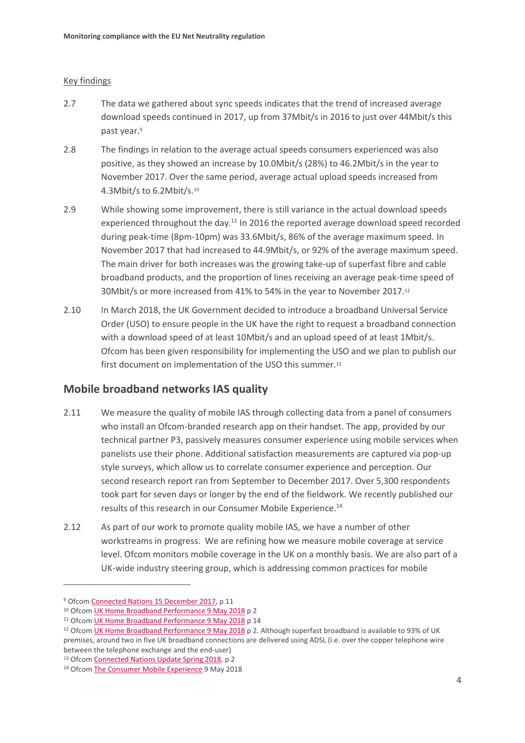Key findings

2.7 The data we gathered about sync speeds indicates that the trend of increased average download speeds continued in 2017, up from 37Mbit/s in 2016 to just over 44Mbit/s this past year.[9]

2.8 The findings in relation to the average actual speeds consumers experienced was also positive, as they showed an increase by 10.0Mbit/s (28%) to 46.2Mbit/s in the year to November 2017. Over the same period, average actual upload speeds increased from 4.3Mbit/s to 6.2Mbit/s.[10]

2.9 While showing some improvement, there is still variance in the actual download speeds experienced throughout the day.[11] In 2016 the reported average download speed recorded during peak-time (8pm-10pm) was 33.6Mbit/s, 86% of the average maximum speed. In November 2017 that had increased to 44.9Mbit/s, or 92% of the average maximum speed. The main driver for both increases was the growing take-up of superfast fibre and cable broadband products, and the proportion of lines receiving an average peak-time speed of 30Mbit/s or more increased from 41% to 54% in the year to November 2017.[12]

2.10 In March 2018, the UK Government decided to introduce a broadband Universal Service Order (USO) to ensure people in the UK have the right to request a broadband connection with a download speed of at least 10Mbit/s and an upload speed of at least 1Mbit/s. Ofcom has been given responsibility for implementing the USO and we plan to publish our first document on implementation of the USO this summer.[13]

## Mobile broadband networks IAS quality

2.11 We measure the quality of mobile IAS through collecting data from a panel of consumers who install an Ofcom-branded research app on their handset. The app, provided by our technical partner P3, passively measures consumer experience using mobile services when panelists use their phone. Additional satisfaction measurements are captured via pop-up style surveys, which allow us to correlate consumer experience and perception. Our second research report ran from September to December 2017. Over 5,300 respondents took part for seven days or longer by the end of the fieldwork. We recently published our results of this research in our Consumer Mobile Experience.[14]

2.12 As part of our work to promote quality mobile IAS, we have a number of other workstreams in progress. We are refining how we measure mobile coverage at service level. Ofcom monitors mobile coverage in the UK on a monthly basis. We are also part of a UK-wide industry steering group, which is addressing common practices for mobile

---

[9] Ofcom Connected Nations 15 December 2017, p 11

[10] Ofcom UK Home Broadband Performance 9 May 2018 p 2

[11] Ofcom UK Home Broadband Performance 9 May 2018 p 14

[12] Ofcom UK Home Broadband Performance 9 May 2018 p 2. Although superfast broadband is available to 93% of UK premises, around two in five UK broadband connections are delivered using ADSL (i.e. over the copper telephone wire between the telephone exchange and the end-user)

[13] Ofcom Connected Nations Update Spring 2018, p 2

[14] Ofcom The Consumer Mobile Experience 9 May 2018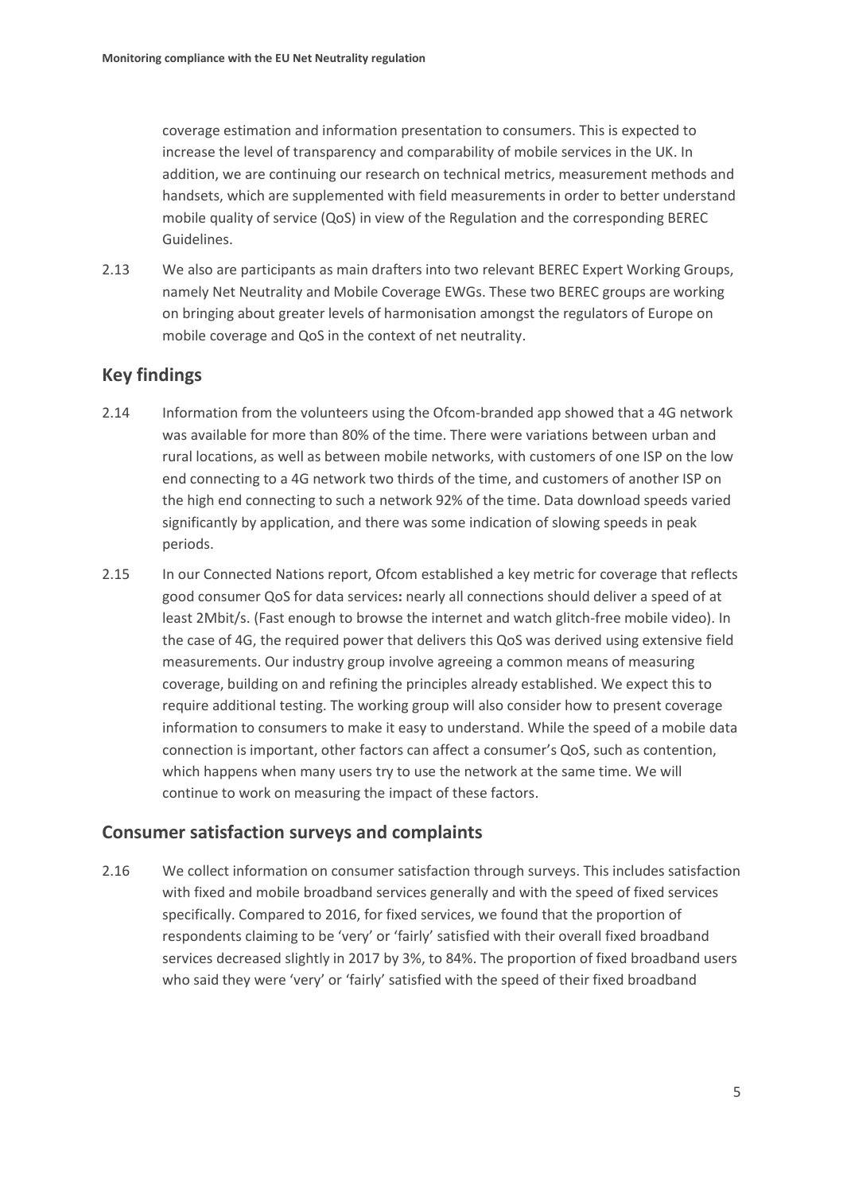coverage estimation and information presentation to consumers. This is expected to increase the level of transparency and comparability of mobile services in the UK. In addition, we are continuing our research on technical metrics, measurement methods and handsets, which are supplemented with field measurements in order to better understand mobile quality of service (QoS) in view of the Regulation and the corresponding BEREC Guidelines.

2.13 We also are participants as main drafters into two relevant BEREC Expert Working Groups, namely Net Neutrality and Mobile Coverage EWGs. These two BEREC groups are working on bringing about greater levels of harmonisation amongst the regulators of Europe on mobile coverage and QoS in the context of net neutrality.

## Key findings

2.14 Information from the volunteers using the Ofcom-branded app showed that a 4G network was available for more than 80% of the time. There were variations between urban and rural locations, as well as between mobile networks, with customers of one ISP on the low end connecting to a 4G network two thirds of the time, and customers of another ISP on the high end connecting to such a network 92% of the time. Data download speeds varied significantly by application, and there was some indication of slowing speeds in peak periods.

2.15 In our Connected Nations report, Ofcom established a key metric for coverage that reflects good consumer QoS for data services**:** nearly all connections should deliver a speed of at least 2Mbit/s. (Fast enough to browse the internet and watch glitch-free mobile video). In the case of 4G, the required power that delivers this QoS was derived using extensive field measurements. Our industry group involve agreeing a common means of measuring coverage, building on and refining the principles already established. We expect this to require additional testing. The working group will also consider how to present coverage information to consumers to make it easy to understand. While the speed of a mobile data connection is important, other factors can affect a consumer's QoS, such as contention, which happens when many users try to use the network at the same time. We will continue to work on measuring the impact of these factors.

## Consumer satisfaction surveys and complaints

2.16 We collect information on consumer satisfaction through surveys. This includes satisfaction with fixed and mobile broadband services generally and with the speed of fixed services specifically. Compared to 2016, for fixed services, we found that the proportion of respondents claiming to be 'very' or 'fairly' satisfied with their overall fixed broadband services decreased slightly in 2017 by 3%, to 84%. The proportion of fixed broadband users who said they were 'very' or 'fairly' satisfied with the speed of their fixed broadband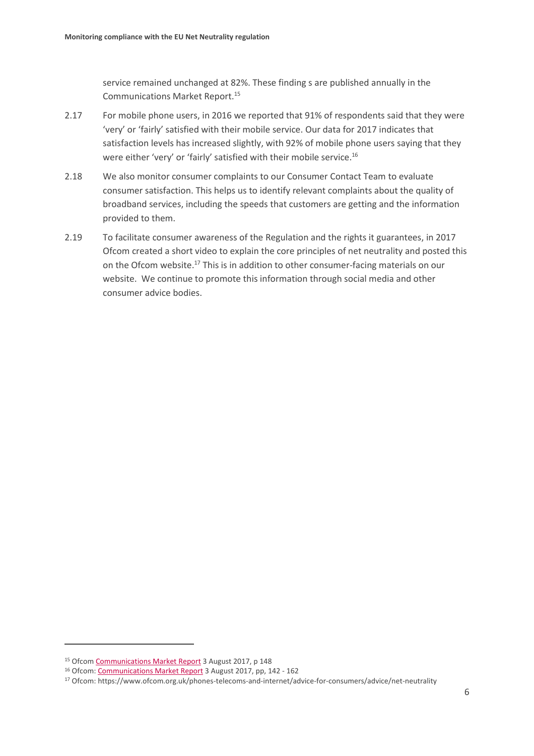service remained unchanged at 82%. These finding s are published annually in the Communications Market Report.[15]

2.17 For mobile phone users, in 2016 we reported that 91% of respondents said that they were 'very' or 'fairly' satisfied with their mobile service. Our data for 2017 indicates that satisfaction levels has increased slightly, with 92% of mobile phone users saying that they were either 'very' or 'fairly' satisfied with their mobile service.[16]

2.18 We also monitor consumer complaints to our Consumer Contact Team to evaluate consumer satisfaction. This helps us to identify relevant complaints about the quality of broadband services, including the speeds that customers are getting and the information provided to them.

2.19 To facilitate consumer awareness of the Regulation and the rights it guarantees, in 2017 Ofcom created a short video to explain the core principles of net neutrality and posted this on the Ofcom website.[17] This is in addition to other consumer-facing materials on our website. We continue to promote this information through social media and other consumer advice bodies.

---

[15] Ofcom Communications Market Report 3 August 2017, p 148

[16] Ofcom: Communications Market Report 3 August 2017, pp, 142 - 162

[17] Ofcom: https://www.ofcom.org.uk/phones-telecoms-and-internet/advice-for-consumers/advice/net-neutrality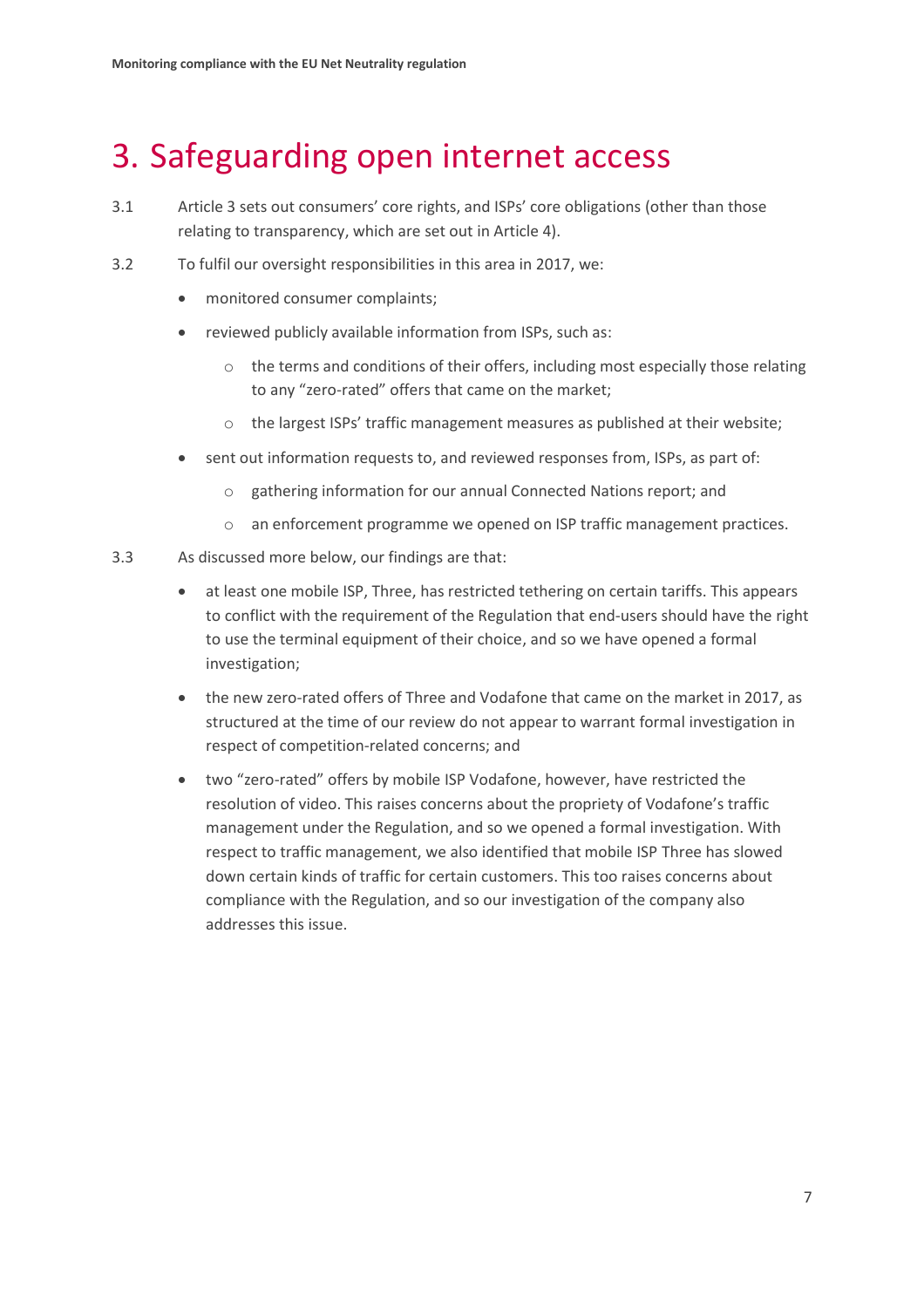# 3. Safeguarding open internet access

3.1 Article 3 sets out consumers' core rights, and ISPs' core obligations (other than those relating to transparency, which are set out in Article 4).

3.2 To fulfil our oversight responsibilities in this area in 2017, we:

- monitored consumer complaints;
- reviewed publicly available information from ISPs, such as:
  - the terms and conditions of their offers, including most especially those relating to any "zero-rated" offers that came on the market;
  - the largest ISPs' traffic management measures as published at their website;
- sent out information requests to, and reviewed responses from, ISPs, as part of:
  - gathering information for our annual Connected Nations report; and
  - an enforcement programme we opened on ISP traffic management practices.

3.3 As discussed more below, our findings are that:

- at least one mobile ISP, Three, has restricted tethering on certain tariffs. This appears to conflict with the requirement of the Regulation that end-users should have the right to use the terminal equipment of their choice, and so we have opened a formal investigation;
- the new zero-rated offers of Three and Vodafone that came on the market in 2017, as structured at the time of our review do not appear to warrant formal investigation in respect of competition-related concerns; and
- two "zero-rated" offers by mobile ISP Vodafone, however, have restricted the resolution of video. This raises concerns about the propriety of Vodafone's traffic management under the Regulation, and so we opened a formal investigation. With respect to traffic management, we also identified that mobile ISP Three has slowed down certain kinds of traffic for certain customers. This too raises concerns about compliance with the Regulation, and so our investigation of the company also addresses this issue.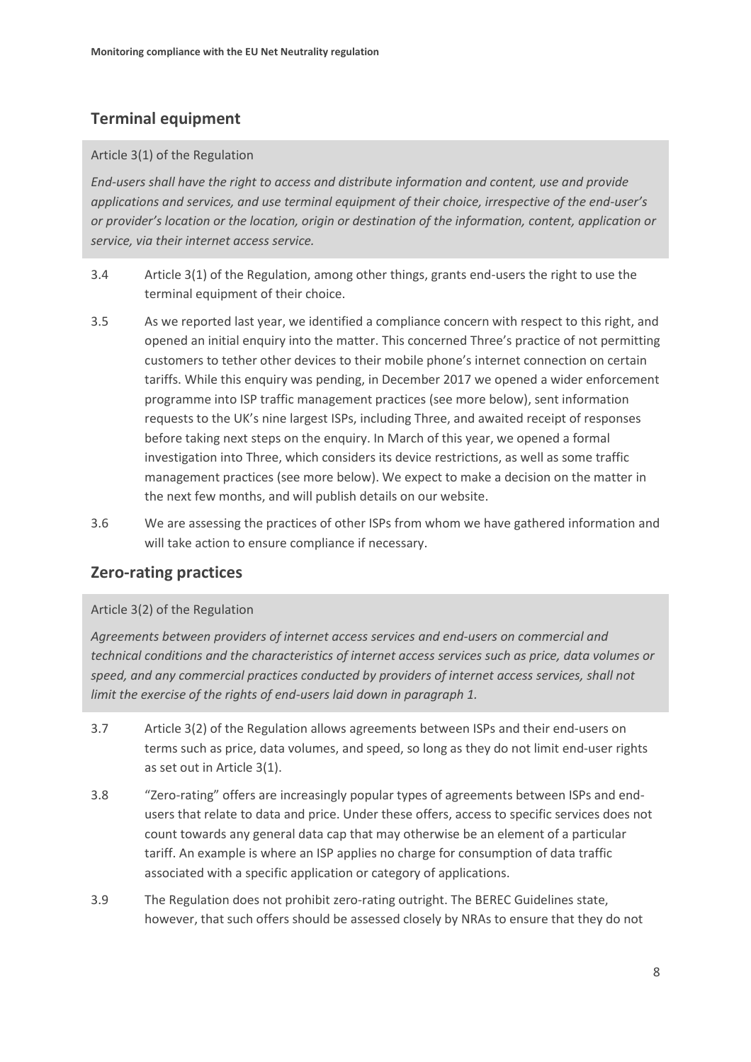## Terminal equipment

Article 3(1) of the Regulation

*End-users shall have the right to access and distribute information and content, use and provide applications and services, and use terminal equipment of their choice, irrespective of the end-user's or provider's location or the location, origin or destination of the information, content, application or service, via their internet access service.*

3.4 Article 3(1) of the Regulation, among other things, grants end-users the right to use the terminal equipment of their choice.

3.5 As we reported last year, we identified a compliance concern with respect to this right, and opened an initial enquiry into the matter. This concerned Three's practice of not permitting customers to tether other devices to their mobile phone's internet connection on certain tariffs. While this enquiry was pending, in December 2017 we opened a wider enforcement programme into ISP traffic management practices (see more below), sent information requests to the UK's nine largest ISPs, including Three, and awaited receipt of responses before taking next steps on the enquiry. In March of this year, we opened a formal investigation into Three, which considers its device restrictions, as well as some traffic management practices (see more below). We expect to make a decision on the matter in the next few months, and will publish details on our website.

3.6 We are assessing the practices of other ISPs from whom we have gathered information and will take action to ensure compliance if necessary.

## Zero-rating practices

Article 3(2) of the Regulation

*Agreements between providers of internet access services and end-users on commercial and technical conditions and the characteristics of internet access services such as price, data volumes or speed, and any commercial practices conducted by providers of internet access services, shall not limit the exercise of the rights of end-users laid down in paragraph 1.*

3.7 Article 3(2) of the Regulation allows agreements between ISPs and their end-users on terms such as price, data volumes, and speed, so long as they do not limit end-user rights as set out in Article 3(1).

3.8 "Zero-rating" offers are increasingly popular types of agreements between ISPs and end-users that relate to data and price. Under these offers, access to specific services does not count towards any general data cap that may otherwise be an element of a particular tariff. An example is where an ISP applies no charge for consumption of data traffic associated with a specific application or category of applications.

3.9 The Regulation does not prohibit zero-rating outright. The BEREC Guidelines state, however, that such offers should be assessed closely by NRAs to ensure that they do not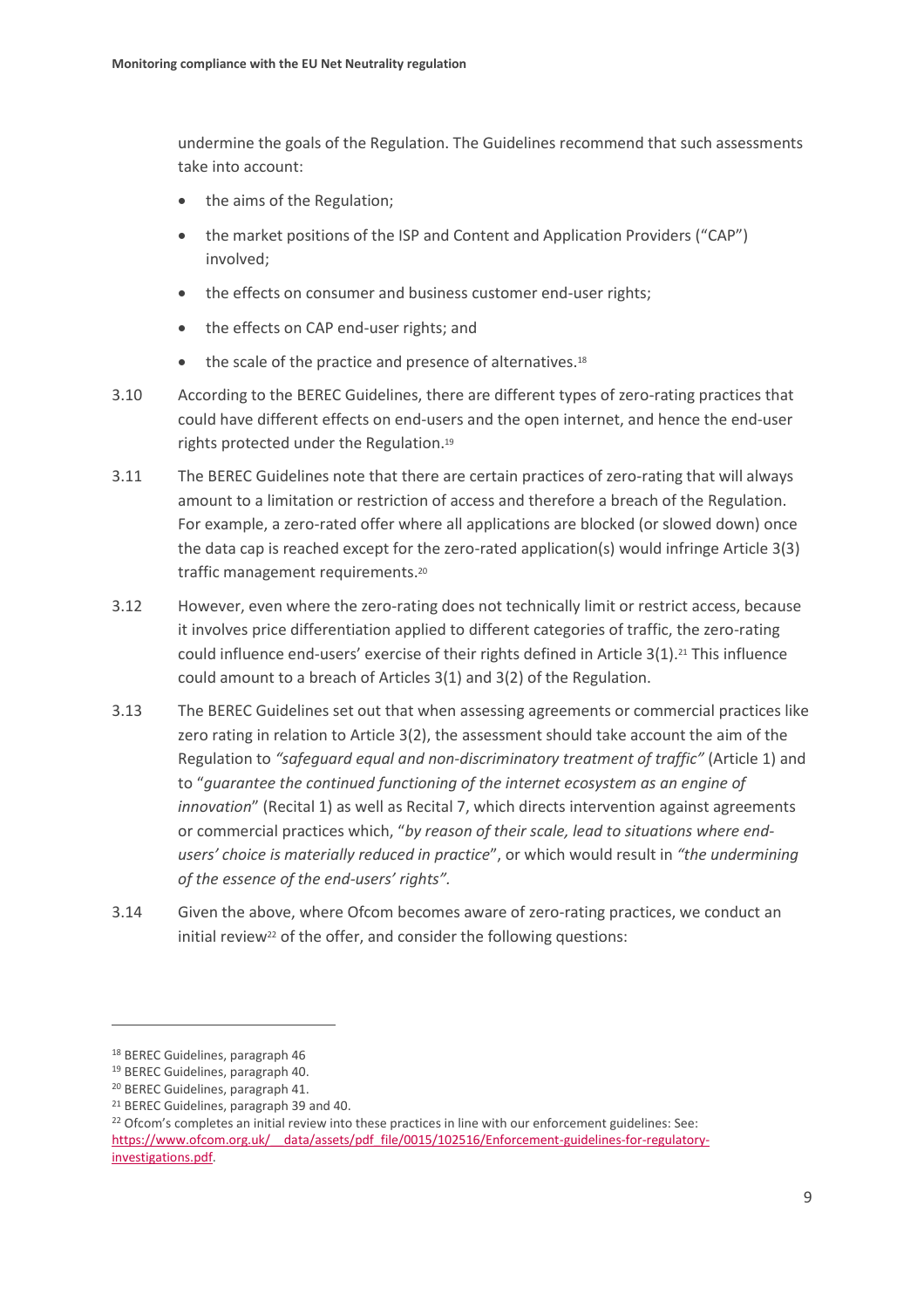undermine the goals of the Regulation. The Guidelines recommend that such assessments take into account:

- the aims of the Regulation;
- the market positions of the ISP and Content and Application Providers ("CAP") involved;
- the effects on consumer and business customer end-user rights;
- the effects on CAP end-user rights; and
- the scale of the practice and presence of alternatives.[18]

3.10 According to the BEREC Guidelines, there are different types of zero-rating practices that could have different effects on end-users and the open internet, and hence the end-user rights protected under the Regulation.[19]

3.11 The BEREC Guidelines note that there are certain practices of zero-rating that will always amount to a limitation or restriction of access and therefore a breach of the Regulation. For example, a zero-rated offer where all applications are blocked (or slowed down) once the data cap is reached except for the zero-rated application(s) would infringe Article 3(3) traffic management requirements.[20]

3.12 However, even where the zero-rating does not technically limit or restrict access, because it involves price differentiation applied to different categories of traffic, the zero-rating could influence end-users' exercise of their rights defined in Article 3(1).[21] This influence could amount to a breach of Articles 3(1) and 3(2) of the Regulation.

3.13 The BEREC Guidelines set out that when assessing agreements or commercial practices like zero rating in relation to Article 3(2), the assessment should take account the aim of the Regulation to *"safeguard equal and non-discriminatory treatment of traffic"* (Article 1) and to "*guarantee the continued functioning of the internet ecosystem as an engine of innovation*" (Recital 1) as well as Recital 7, which directs intervention against agreements or commercial practices which, "*by reason of their scale, lead to situations where end-users' choice is materially reduced in practice*", or which would result in *"the undermining of the essence of the end-users' rights"*.

3.14 Given the above, where Ofcom becomes aware of zero-rating practices, we conduct an initial review[22] of the offer, and consider the following questions:

---

[18] BEREC Guidelines, paragraph 46

[19] BEREC Guidelines, paragraph 40.

[20] BEREC Guidelines, paragraph 41.

[21] BEREC Guidelines, paragraph 39 and 40.

[22] Ofcom's completes an initial review into these practices in line with our enforcement guidelines: See: https://www.ofcom.org.uk/__data/assets/pdf_file/0015/102516/Enforcement-guidelines-for-regulatory-investigations.pdf.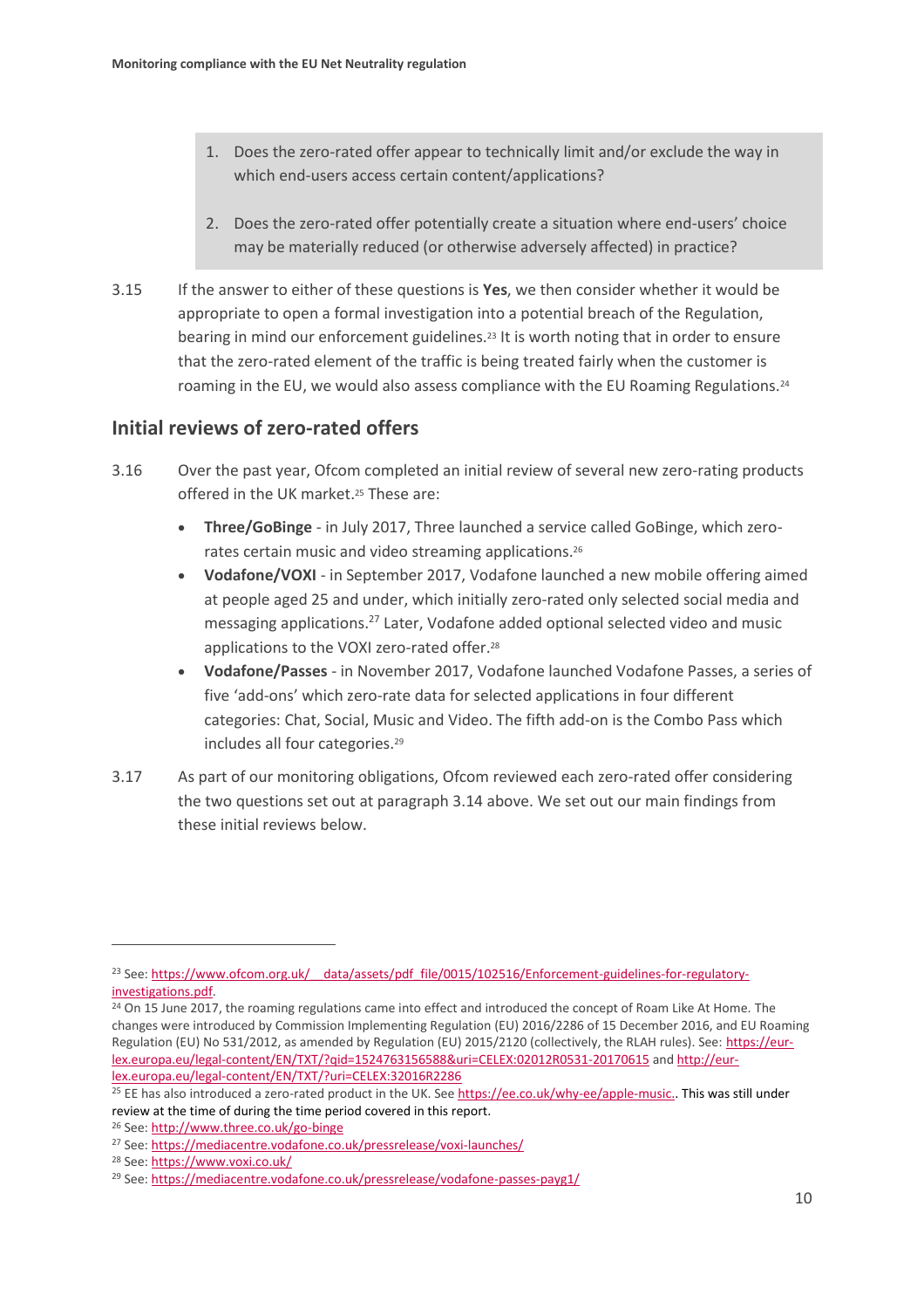1. Does the zero-rated offer appear to technically limit and/or exclude the way in which end-users access certain content/applications?

2. Does the zero-rated offer potentially create a situation where end-users' choice may be materially reduced (or otherwise adversely affected) in practice?

3.15 If the answer to either of these questions is **Yes**, we then consider whether it would be appropriate to open a formal investigation into a potential breach of the Regulation, bearing in mind our enforcement guidelines.[23] It is worth noting that in order to ensure that the zero-rated element of the traffic is being treated fairly when the customer is roaming in the EU, we would also assess compliance with the EU Roaming Regulations.[24]

## Initial reviews of zero-rated offers

3.16 Over the past year, Ofcom completed an initial review of several new zero-rating products offered in the UK market.[25] These are:

- **Three/GoBinge** - in July 2017, Three launched a service called GoBinge, which zero-rates certain music and video streaming applications.[26]
- **Vodafone/VOXI** - in September 2017, Vodafone launched a new mobile offering aimed at people aged 25 and under, which initially zero-rated only selected social media and messaging applications.[27] Later, Vodafone added optional selected video and music applications to the VOXI zero-rated offer.[28]
- **Vodafone/Passes** - in November 2017, Vodafone launched Vodafone Passes, a series of five 'add-ons' which zero-rate data for selected applications in four different categories: Chat, Social, Music and Video. The fifth add-on is the Combo Pass which includes all four categories.[29]

3.17 As part of our monitoring obligations, Ofcom reviewed each zero-rated offer considering the two questions set out at paragraph 3.14 above. We set out our main findings from these initial reviews below.

---

[23] See: https://www.ofcom.org.uk/__data/assets/pdf_file/0015/102516/Enforcement-guidelines-for-regulatory-investigations.pdf.

[24] On 15 June 2017, the roaming regulations came into effect and introduced the concept of Roam Like At Home. The changes were introduced by Commission Implementing Regulation (EU) 2016/2286 of 15 December 2016, and EU Roaming Regulation (EU) No 531/2012, as amended by Regulation (EU) 2015/2120 (collectively, the RLAH rules). See: https://eur-lex.europa.eu/legal-content/EN/TXT/?qid=1524763156588&uri=CELEX:02012R0531-20170615 and http://eur-lex.europa.eu/legal-content/EN/TXT/?uri=CELEX:32016R2286

[25] EE has also introduced a zero-rated product in the UK. See https://ee.co.uk/why-ee/apple-music.. This was still under review at the time of during the time period covered in this report.

[26] See: http://www.three.co.uk/go-binge

[27] See: https://mediacentre.vodafone.co.uk/pressrelease/voxi-launches/

[28] See: https://www.voxi.co.uk/

[29] See: https://mediacentre.vodafone.co.uk/pressrelease/vodafone-passes-payg1/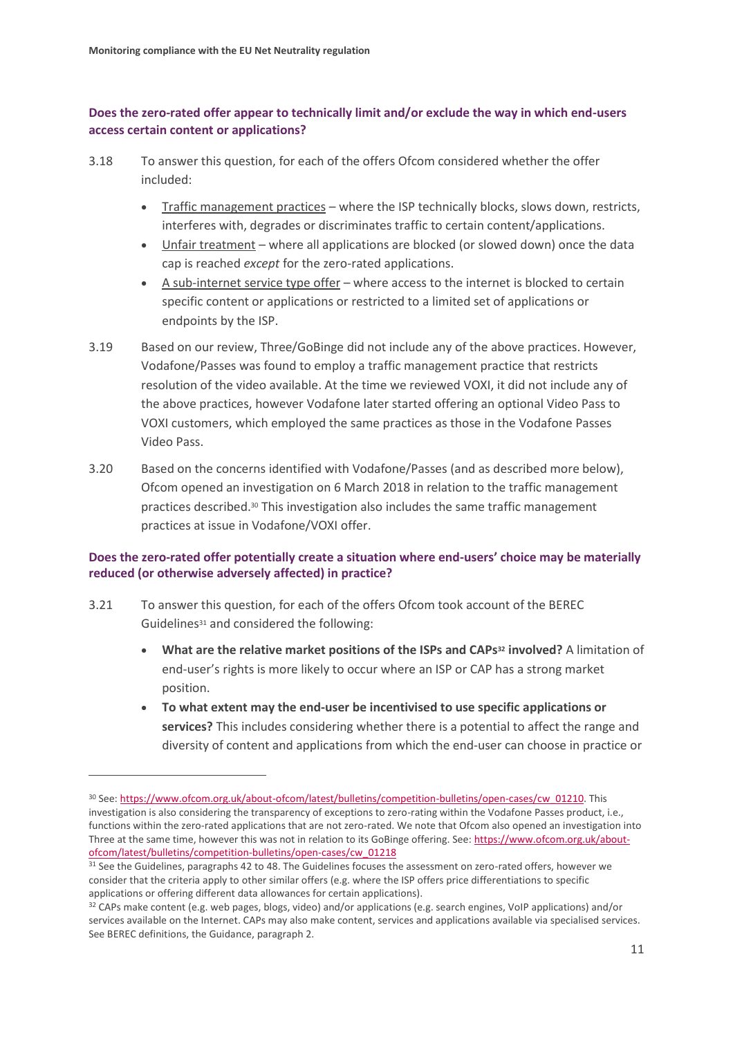**Does the zero-rated offer appear to technically limit and/or exclude the way in which end-users access certain content or applications?**

3.18 To answer this question, for each of the offers Ofcom considered whether the offer included:

- Traffic management practices – where the ISP technically blocks, slows down, restricts, interferes with, degrades or discriminates traffic to certain content/applications.
- Unfair treatment – where all applications are blocked (or slowed down) once the data cap is reached *except* for the zero-rated applications.
- A sub-internet service type offer – where access to the internet is blocked to certain specific content or applications or restricted to a limited set of applications or endpoints by the ISP.

3.19 Based on our review, Three/GoBinge did not include any of the above practices. However, Vodafone/Passes was found to employ a traffic management practice that restricts resolution of the video available. At the time we reviewed VOXI, it did not include any of the above practices, however Vodafone later started offering an optional Video Pass to VOXI customers, which employed the same practices as those in the Vodafone Passes Video Pass.

3.20 Based on the concerns identified with Vodafone/Passes (and as described more below), Ofcom opened an investigation on 6 March 2018 in relation to the traffic management practices described.[30] This investigation also includes the same traffic management practices at issue in Vodafone/VOXI offer.

**Does the zero-rated offer potentially create a situation where end-users' choice may be materially reduced (or otherwise adversely affected) in practice?**

3.21 To answer this question, for each of the offers Ofcom took account of the BEREC Guidelines[31] and considered the following:

- **What are the relative market positions of the ISPs and CAPs[32] involved?** A limitation of end-user's rights is more likely to occur where an ISP or CAP has a strong market position.
- **To what extent may the end-user be incentivised to use specific applications or services?** This includes considering whether there is a potential to affect the range and diversity of content and applications from which the end-user can choose in practice or

---

[30] See: https://www.ofcom.org.uk/about-ofcom/latest/bulletins/competition-bulletins/open-cases/cw_01210. This investigation is also considering the transparency of exceptions to zero-rating within the Vodafone Passes product, i.e., functions within the zero-rated applications that are not zero-rated. We note that Ofcom also opened an investigation into Three at the same time, however this was not in relation to its GoBinge offering. See: https://www.ofcom.org.uk/about-ofcom/latest/bulletins/competition-bulletins/open-cases/cw_01218

[31] See the Guidelines, paragraphs 42 to 48. The Guidelines focuses the assessment on zero-rated offers, however we consider that the criteria apply to other similar offers (e.g. where the ISP offers price differentiations to specific applications or offering different data allowances for certain applications).

[32] CAPs make content (e.g. web pages, blogs, video) and/or applications (e.g. search engines, VoIP applications) and/or services available on the Internet. CAPs may also make content, services and applications available via specialised services. See BEREC definitions, the Guidance, paragraph 2.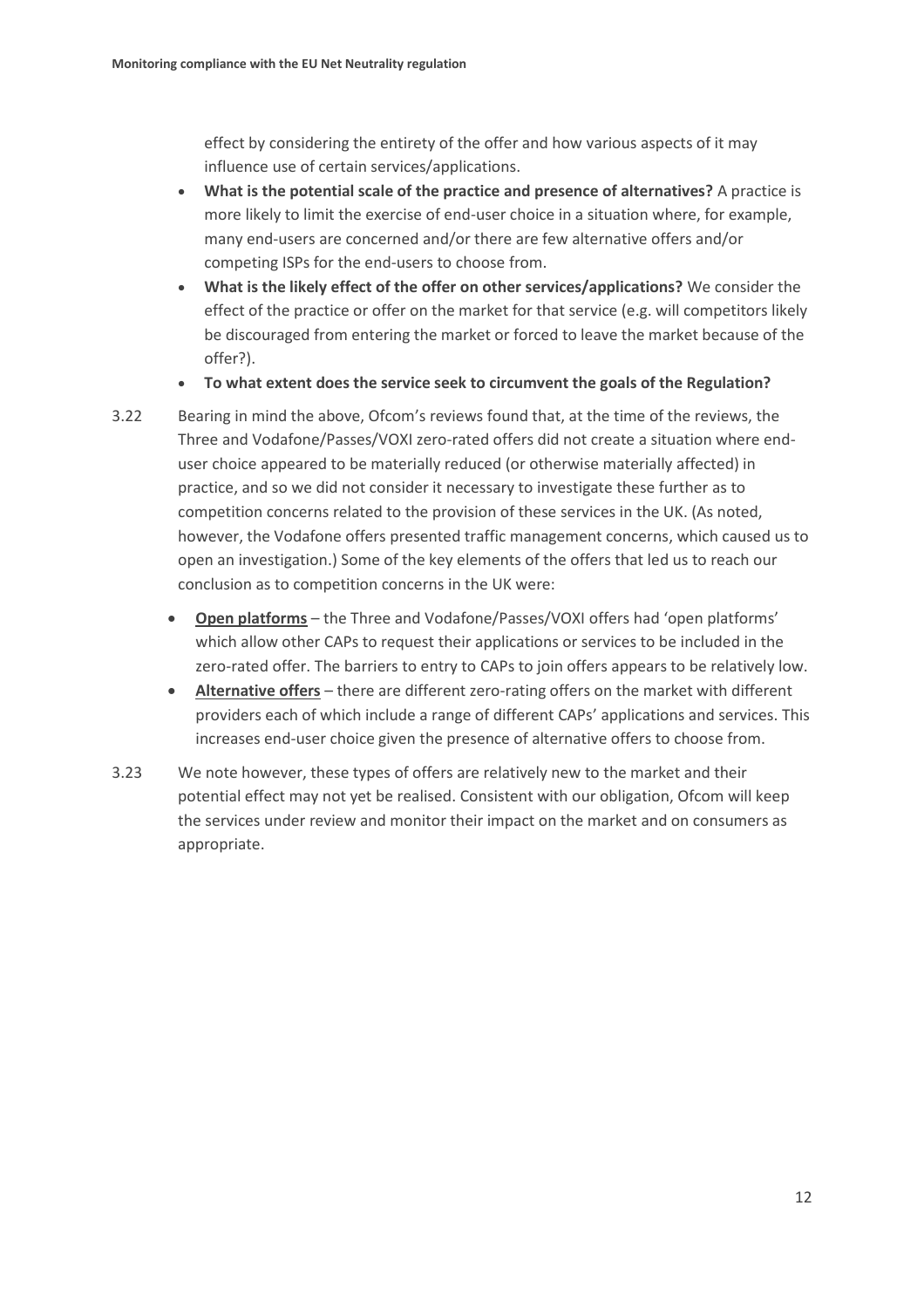effect by considering the entirety of the offer and how various aspects of it may influence use of certain services/applications.

- **What is the potential scale of the practice and presence of alternatives?** A practice is more likely to limit the exercise of end-user choice in a situation where, for example, many end-users are concerned and/or there are few alternative offers and/or competing ISPs for the end-users to choose from.
- **What is the likely effect of the offer on other services/applications?** We consider the effect of the practice or offer on the market for that service (e.g. will competitors likely be discouraged from entering the market or forced to leave the market because of the offer?).
- **To what extent does the service seek to circumvent the goals of the Regulation?**

3.22 Bearing in mind the above, Ofcom's reviews found that, at the time of the reviews, the Three and Vodafone/Passes/VOXI zero-rated offers did not create a situation where end-user choice appeared to be materially reduced (or otherwise materially affected) in practice, and so we did not consider it necessary to investigate these further as to competition concerns related to the provision of these services in the UK. (As noted, however, the Vodafone offers presented traffic management concerns, which caused us to open an investigation.) Some of the key elements of the offers that led us to reach our conclusion as to competition concerns in the UK were:

- **Open platforms** – the Three and Vodafone/Passes/VOXI offers had 'open platforms' which allow other CAPs to request their applications or services to be included in the zero-rated offer. The barriers to entry to CAPs to join offers appears to be relatively low.
- **Alternative offers** – there are different zero-rating offers on the market with different providers each of which include a range of different CAPs' applications and services. This increases end-user choice given the presence of alternative offers to choose from.

3.23 We note however, these types of offers are relatively new to the market and their potential effect may not yet be realised. Consistent with our obligation, Ofcom will keep the services under review and monitor their impact on the market and on consumers as appropriate.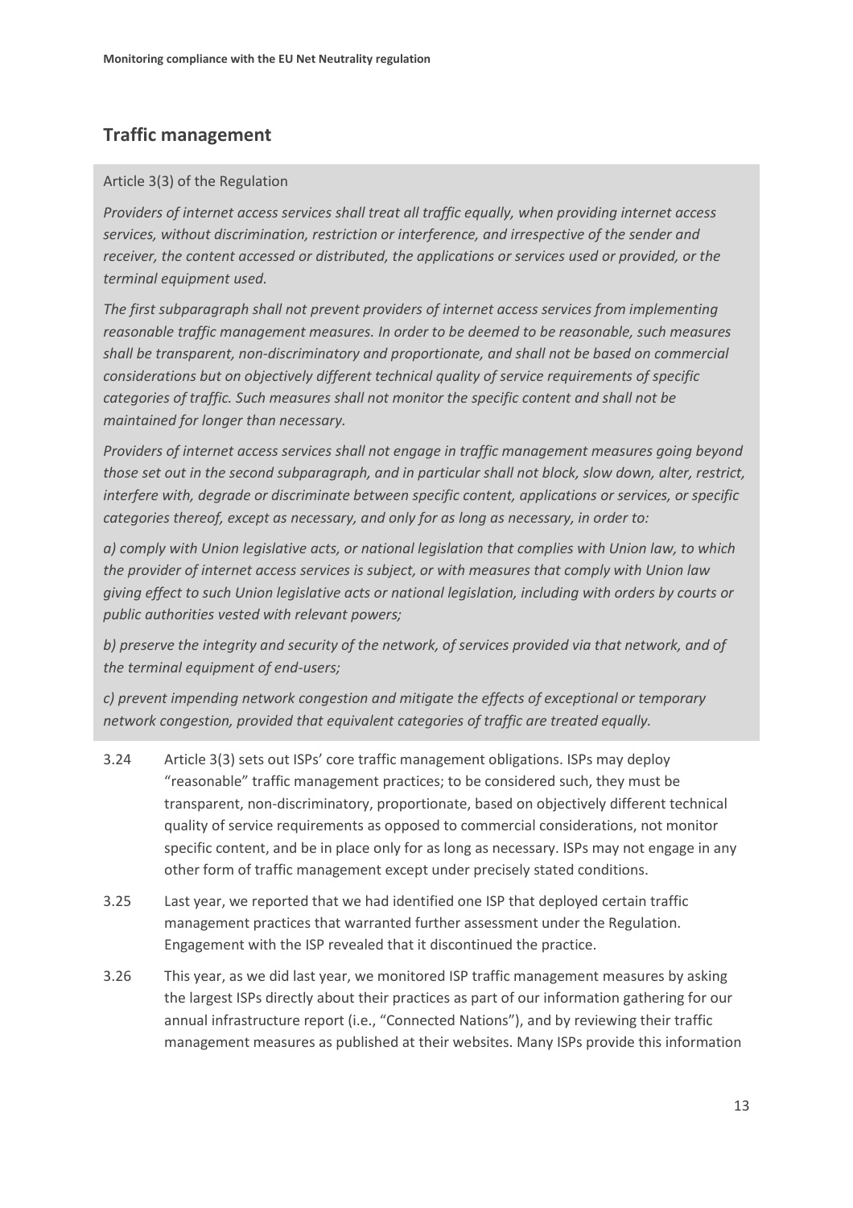## Traffic management

Article 3(3) of the Regulation

*Providers of internet access services shall treat all traffic equally, when providing internet access services, without discrimination, restriction or interference, and irrespective of the sender and receiver, the content accessed or distributed, the applications or services used or provided, or the terminal equipment used.*

*The first subparagraph shall not prevent providers of internet access services from implementing reasonable traffic management measures. In order to be deemed to be reasonable, such measures shall be transparent, non-discriminatory and proportionate, and shall not be based on commercial considerations but on objectively different technical quality of service requirements of specific categories of traffic. Such measures shall not monitor the specific content and shall not be maintained for longer than necessary.*

*Providers of internet access services shall not engage in traffic management measures going beyond those set out in the second subparagraph, and in particular shall not block, slow down, alter, restrict, interfere with, degrade or discriminate between specific content, applications or services, or specific categories thereof, except as necessary, and only for as long as necessary, in order to:*

*a) comply with Union legislative acts, or national legislation that complies with Union law, to which the provider of internet access services is subject, or with measures that comply with Union law giving effect to such Union legislative acts or national legislation, including with orders by courts or public authorities vested with relevant powers;*

*b) preserve the integrity and security of the network, of services provided via that network, and of the terminal equipment of end-users;*

*c) prevent impending network congestion and mitigate the effects of exceptional or temporary network congestion, provided that equivalent categories of traffic are treated equally.*

3.24 Article 3(3) sets out ISPs' core traffic management obligations. ISPs may deploy "reasonable" traffic management practices; to be considered such, they must be transparent, non-discriminatory, proportionate, based on objectively different technical quality of service requirements as opposed to commercial considerations, not monitor specific content, and be in place only for as long as necessary. ISPs may not engage in any other form of traffic management except under precisely stated conditions.

3.25 Last year, we reported that we had identified one ISP that deployed certain traffic management practices that warranted further assessment under the Regulation. Engagement with the ISP revealed that it discontinued the practice.

3.26 This year, as we did last year, we monitored ISP traffic management measures by asking the largest ISPs directly about their practices as part of our information gathering for our annual infrastructure report (i.e., "Connected Nations"), and by reviewing their traffic management measures as published at their websites. Many ISPs provide this information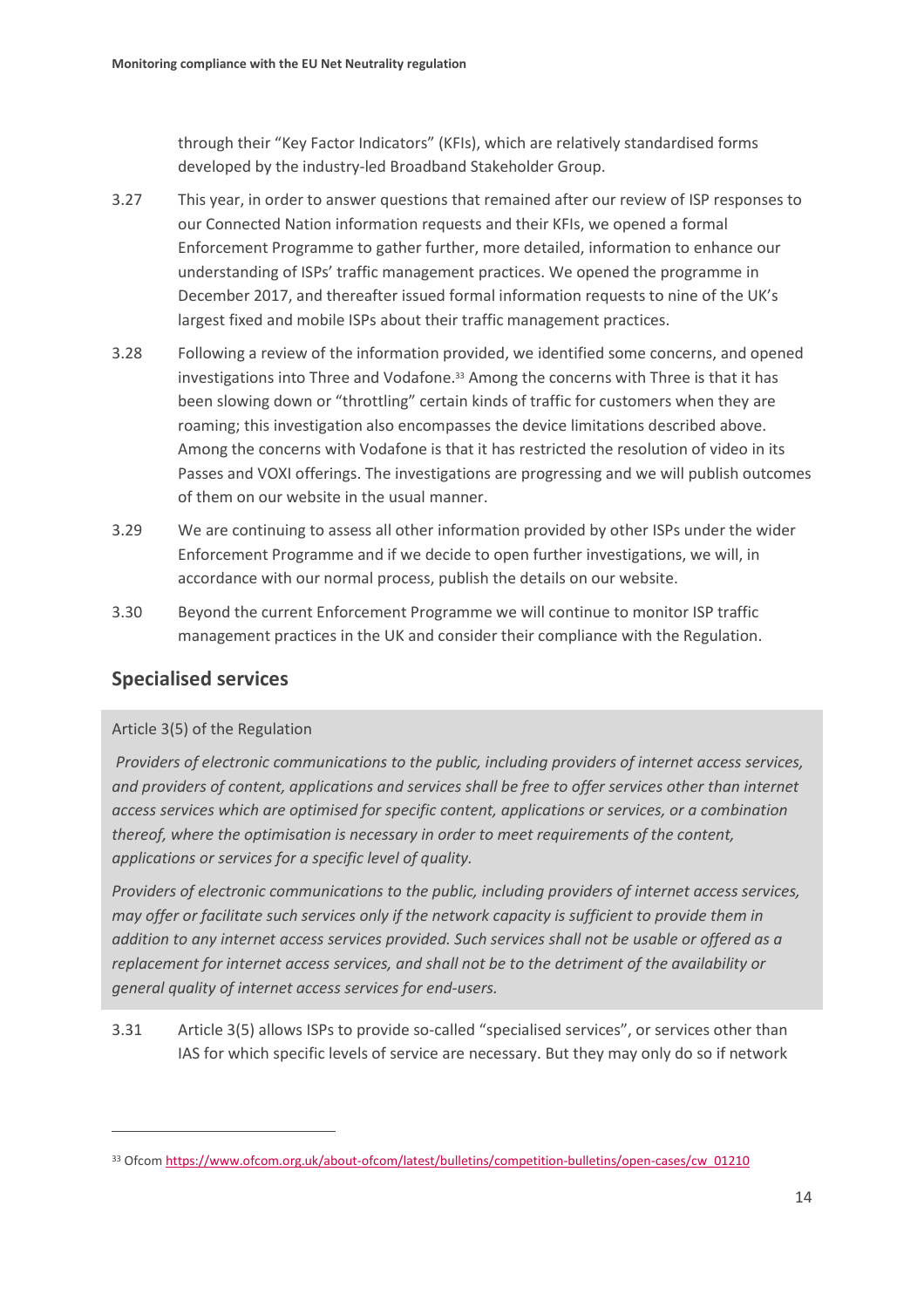through their "Key Factor Indicators" (KFIs), which are relatively standardised forms developed by the industry-led Broadband Stakeholder Group.

3.27 This year, in order to answer questions that remained after our review of ISP responses to our Connected Nation information requests and their KFIs, we opened a formal Enforcement Programme to gather further, more detailed, information to enhance our understanding of ISPs' traffic management practices. We opened the programme in December 2017, and thereafter issued formal information requests to nine of the UK's largest fixed and mobile ISPs about their traffic management practices.

3.28 Following a review of the information provided, we identified some concerns, and opened investigations into Three and Vodafone.[33] Among the concerns with Three is that it has been slowing down or "throttling" certain kinds of traffic for customers when they are roaming; this investigation also encompasses the device limitations described above. Among the concerns with Vodafone is that it has restricted the resolution of video in its Passes and VOXI offerings. The investigations are progressing and we will publish outcomes of them on our website in the usual manner.

3.29 We are continuing to assess all other information provided by other ISPs under the wider Enforcement Programme and if we decide to open further investigations, we will, in accordance with our normal process, publish the details on our website.

3.30 Beyond the current Enforcement Programme we will continue to monitor ISP traffic management practices in the UK and consider their compliance with the Regulation.

## Specialised services

Article 3(5) of the Regulation

*Providers of electronic communications to the public, including providers of internet access services, and providers of content, applications and services shall be free to offer services other than internet access services which are optimised for specific content, applications or services, or a combination thereof, where the optimisation is necessary in order to meet requirements of the content, applications or services for a specific level of quality.*

*Providers of electronic communications to the public, including providers of internet access services, may offer or facilitate such services only if the network capacity is sufficient to provide them in addition to any internet access services provided. Such services shall not be usable or offered as a replacement for internet access services, and shall not be to the detriment of the availability or general quality of internet access services for end-users.*

3.31 Article 3(5) allows ISPs to provide so-called "specialised services", or services other than IAS for which specific levels of service are necessary. But they may only do so if network

[33] Ofcom https://www.ofcom.org.uk/about-ofcom/latest/bulletins/competition-bulletins/open-cases/cw_01210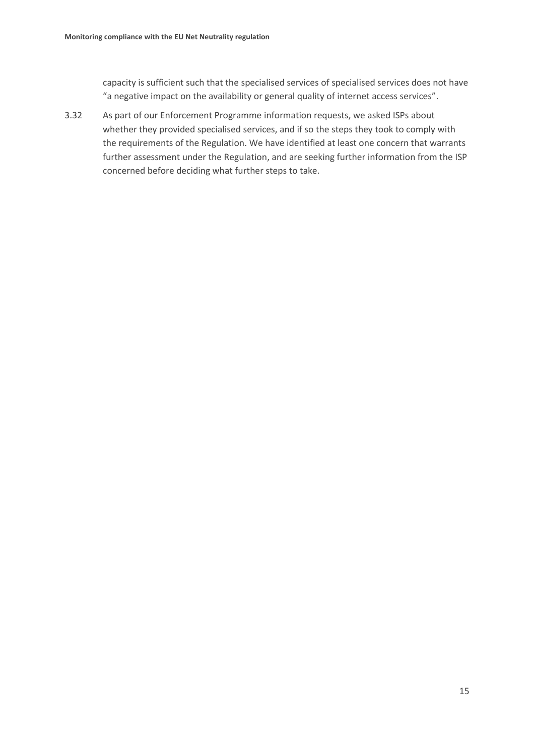capacity is sufficient such that the specialised services of specialised services does not have "a negative impact on the availability or general quality of internet access services".

3.32 As part of our Enforcement Programme information requests, we asked ISPs about whether they provided specialised services, and if so the steps they took to comply with the requirements of the Regulation. We have identified at least one concern that warrants further assessment under the Regulation, and are seeking further information from the ISP concerned before deciding what further steps to take.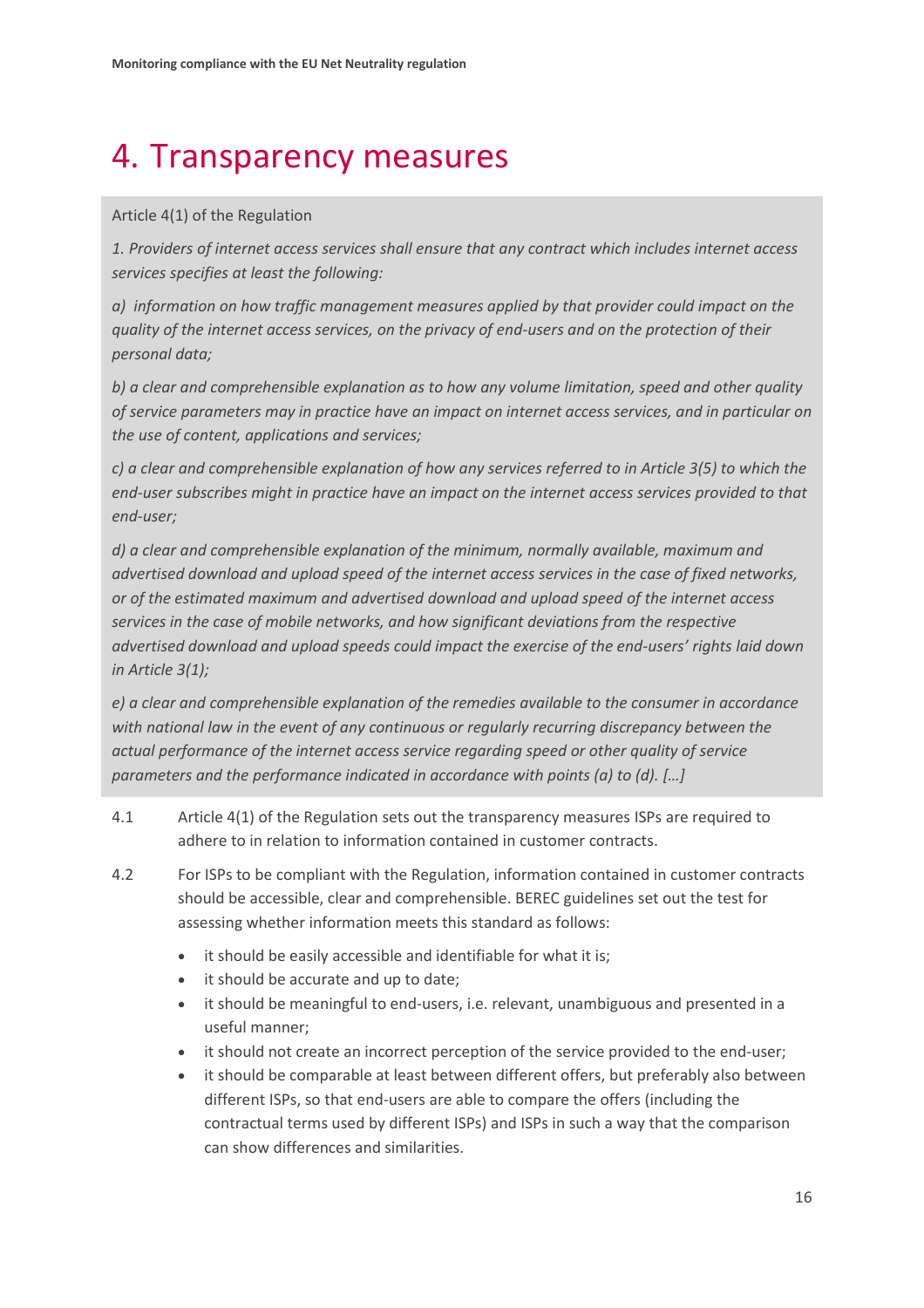# 4. Transparency measures

Article 4(1) of the Regulation

*1. Providers of internet access services shall ensure that any contract which includes internet access services specifies at least the following:*

*a) information on how traffic management measures applied by that provider could impact on the quality of the internet access services, on the privacy of end-users and on the protection of their personal data;*

*b) a clear and comprehensible explanation as to how any volume limitation, speed and other quality of service parameters may in practice have an impact on internet access services, and in particular on the use of content, applications and services;*

*c) a clear and comprehensible explanation of how any services referred to in Article 3(5) to which the end-user subscribes might in practice have an impact on the internet access services provided to that end-user;*

*d) a clear and comprehensible explanation of the minimum, normally available, maximum and advertised download and upload speed of the internet access services in the case of fixed networks, or of the estimated maximum and advertised download and upload speed of the internet access services in the case of mobile networks, and how significant deviations from the respective advertised download and upload speeds could impact the exercise of the end-users' rights laid down in Article 3(1);*

*e) a clear and comprehensible explanation of the remedies available to the consumer in accordance with national law in the event of any continuous or regularly recurring discrepancy between the actual performance of the internet access service regarding speed or other quality of service parameters and the performance indicated in accordance with points (a) to (d). […]*

4.1 Article 4(1) of the Regulation sets out the transparency measures ISPs are required to adhere to in relation to information contained in customer contracts.

4.2 For ISPs to be compliant with the Regulation, information contained in customer contracts should be accessible, clear and comprehensible. BEREC guidelines set out the test for assessing whether information meets this standard as follows:

- it should be easily accessible and identifiable for what it is;
- it should be accurate and up to date;
- it should be meaningful to end-users, i.e. relevant, unambiguous and presented in a useful manner;
- it should not create an incorrect perception of the service provided to the end-user;
- it should be comparable at least between different offers, but preferably also between different ISPs, so that end-users are able to compare the offers (including the contractual terms used by different ISPs) and ISPs in such a way that the comparison can show differences and similarities.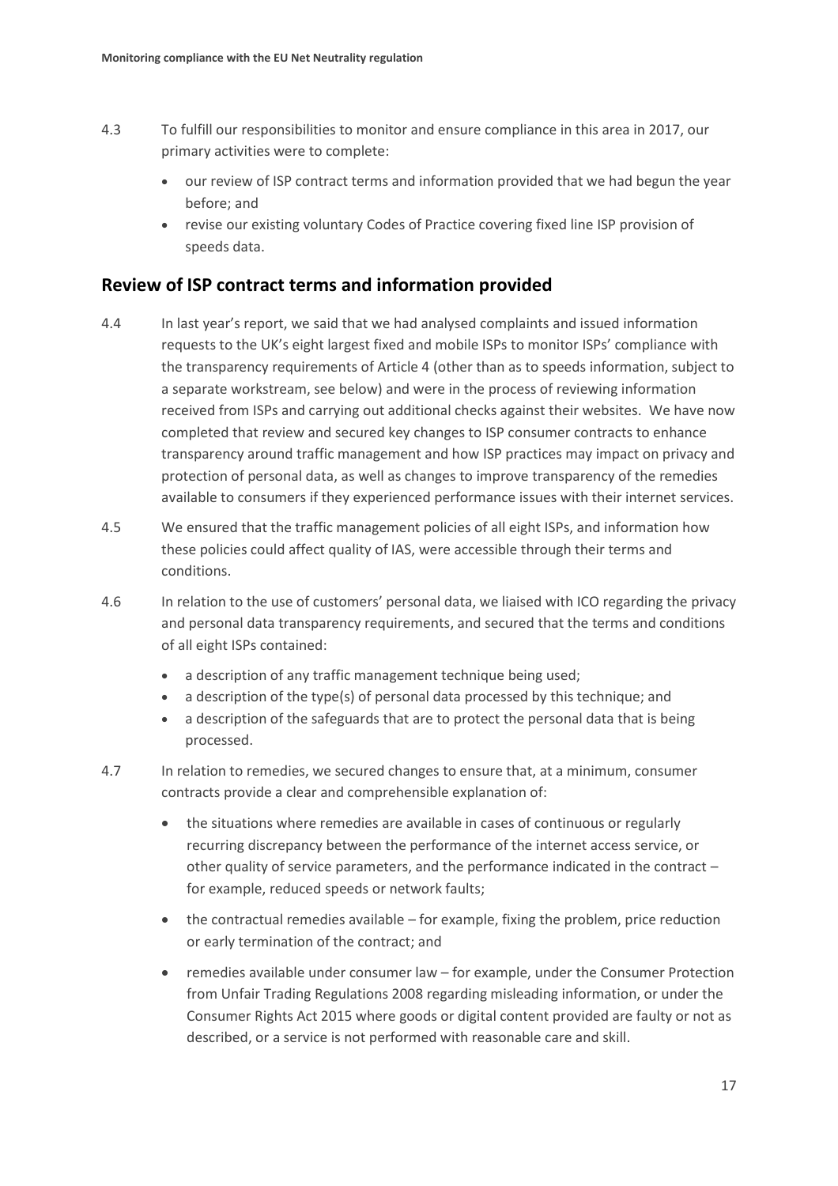4.3 To fulfill our responsibilities to monitor and ensure compliance in this area in 2017, our primary activities were to complete:

- our review of ISP contract terms and information provided that we had begun the year before; and
- revise our existing voluntary Codes of Practice covering fixed line ISP provision of speeds data.

## Review of ISP contract terms and information provided

4.4 In last year's report, we said that we had analysed complaints and issued information requests to the UK's eight largest fixed and mobile ISPs to monitor ISPs' compliance with the transparency requirements of Article 4 (other than as to speeds information, subject to a separate workstream, see below) and were in the process of reviewing information received from ISPs and carrying out additional checks against their websites. We have now completed that review and secured key changes to ISP consumer contracts to enhance transparency around traffic management and how ISP practices may impact on privacy and protection of personal data, as well as changes to improve transparency of the remedies available to consumers if they experienced performance issues with their internet services.

4.5 We ensured that the traffic management policies of all eight ISPs, and information how these policies could affect quality of IAS, were accessible through their terms and conditions.

4.6 In relation to the use of customers' personal data, we liaised with ICO regarding the privacy and personal data transparency requirements, and secured that the terms and conditions of all eight ISPs contained:

- a description of any traffic management technique being used;
- a description of the type(s) of personal data processed by this technique; and
- a description of the safeguards that are to protect the personal data that is being processed.

4.7 In relation to remedies, we secured changes to ensure that, at a minimum, consumer contracts provide a clear and comprehensible explanation of:

- the situations where remedies are available in cases of continuous or regularly recurring discrepancy between the performance of the internet access service, or other quality of service parameters, and the performance indicated in the contract – for example, reduced speeds or network faults;
- the contractual remedies available – for example, fixing the problem, price reduction or early termination of the contract; and
- remedies available under consumer law – for example, under the Consumer Protection from Unfair Trading Regulations 2008 regarding misleading information, or under the Consumer Rights Act 2015 where goods or digital content provided are faulty or not as described, or a service is not performed with reasonable care and skill.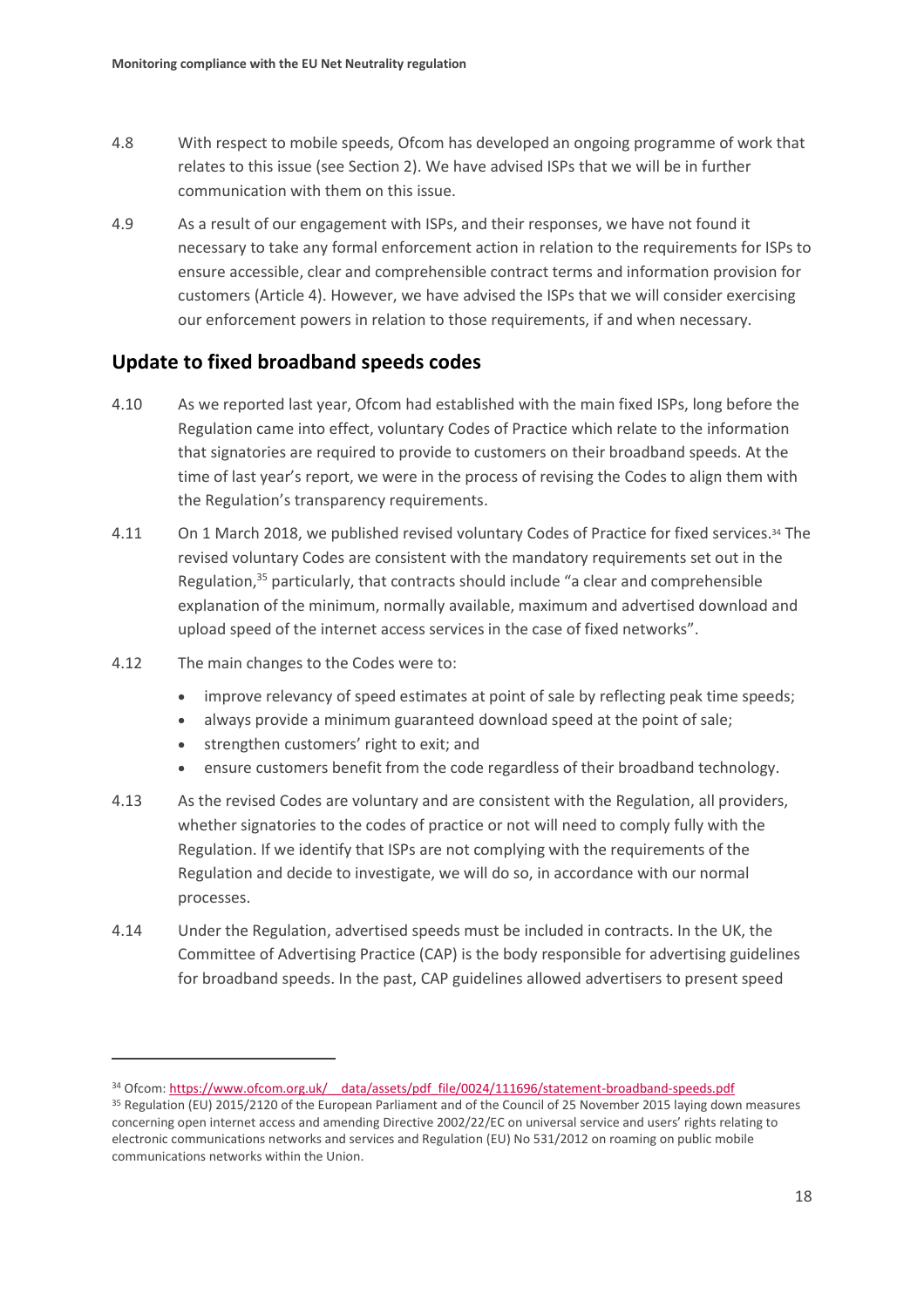4.8 With respect to mobile speeds, Ofcom has developed an ongoing programme of work that relates to this issue (see Section 2). We have advised ISPs that we will be in further communication with them on this issue.

4.9 As a result of our engagement with ISPs, and their responses, we have not found it necessary to take any formal enforcement action in relation to the requirements for ISPs to ensure accessible, clear and comprehensible contract terms and information provision for customers (Article 4). However, we have advised the ISPs that we will consider exercising our enforcement powers in relation to those requirements, if and when necessary.

## Update to fixed broadband speeds codes

4.10 As we reported last year, Ofcom had established with the main fixed ISPs, long before the Regulation came into effect, voluntary Codes of Practice which relate to the information that signatories are required to provide to customers on their broadband speeds. At the time of last year's report, we were in the process of revising the Codes to align them with the Regulation's transparency requirements.

4.11 On 1 March 2018, we published revised voluntary Codes of Practice for fixed services.[34] The revised voluntary Codes are consistent with the mandatory requirements set out in the Regulation,[35] particularly, that contracts should include "a clear and comprehensible explanation of the minimum, normally available, maximum and advertised download and upload speed of the internet access services in the case of fixed networks".

4.12 The main changes to the Codes were to:

- improve relevancy of speed estimates at point of sale by reflecting peak time speeds;
- always provide a minimum guaranteed download speed at the point of sale;
- strengthen customers' right to exit; and
- ensure customers benefit from the code regardless of their broadband technology.

4.13 As the revised Codes are voluntary and are consistent with the Regulation, all providers, whether signatories to the codes of practice or not will need to comply fully with the Regulation. If we identify that ISPs are not complying with the requirements of the Regulation and decide to investigate, we will do so, in accordance with our normal processes.

4.14 Under the Regulation, advertised speeds must be included in contracts. In the UK, the Committee of Advertising Practice (CAP) is the body responsible for advertising guidelines for broadband speeds. In the past, CAP guidelines allowed advertisers to present speed

---

[34] Ofcom: https://www.ofcom.org.uk/__data/assets/pdf_file/0024/111696/statement-broadband-speeds.pdf

[35] Regulation (EU) 2015/2120 of the European Parliament and of the Council of 25 November 2015 laying down measures concerning open internet access and amending Directive 2002/22/EC on universal service and users' rights relating to electronic communications networks and services and Regulation (EU) No 531/2012 on roaming on public mobile communications networks within the Union.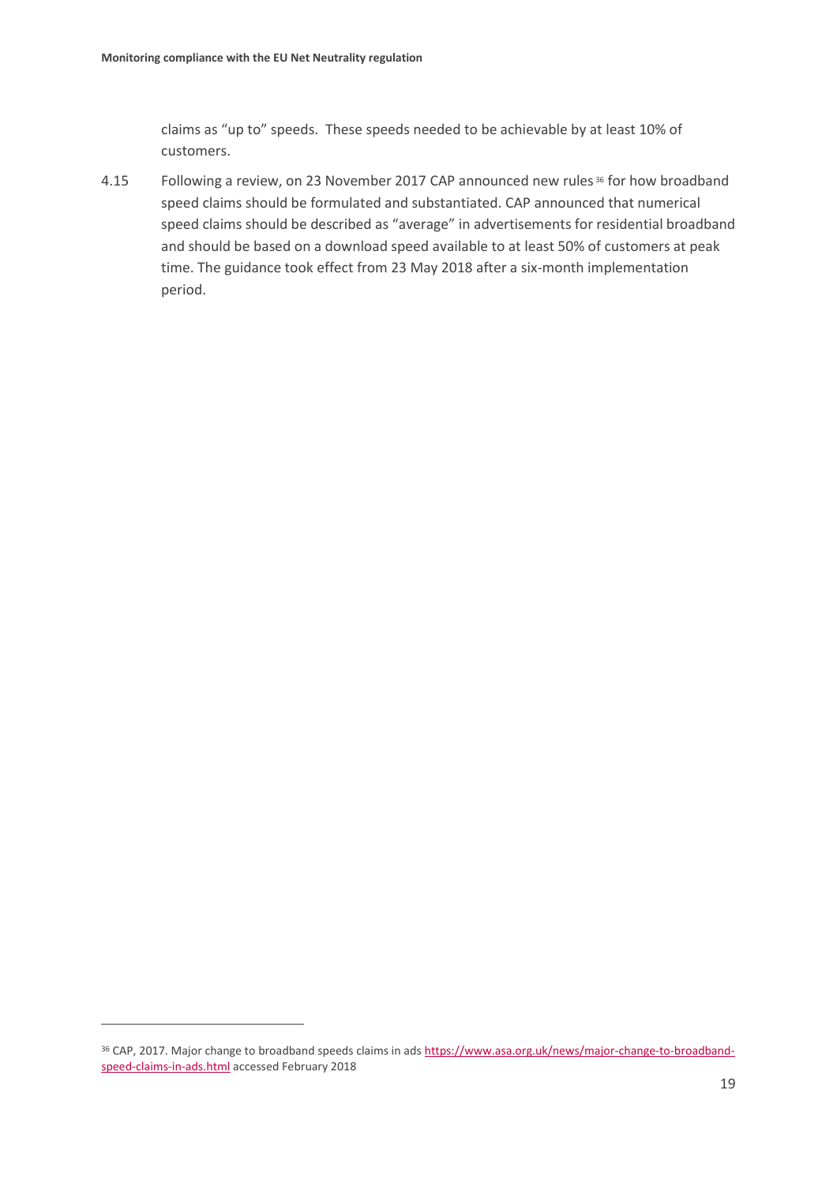claims as "up to" speeds. These speeds needed to be achievable by at least 10% of customers.

4.15 Following a review, on 23 November 2017 CAP announced new rules[36] for how broadband speed claims should be formulated and substantiated. CAP announced that numerical speed claims should be described as "average" in advertisements for residential broadband and should be based on a download speed available to at least 50% of customers at peak time. The guidance took effect from 23 May 2018 after a six-month implementation period.

[36] CAP, 2017. Major change to broadband speeds claims in ads https://www.asa.org.uk/news/major-change-to-broadband-speed-claims-in-ads.html accessed February 2018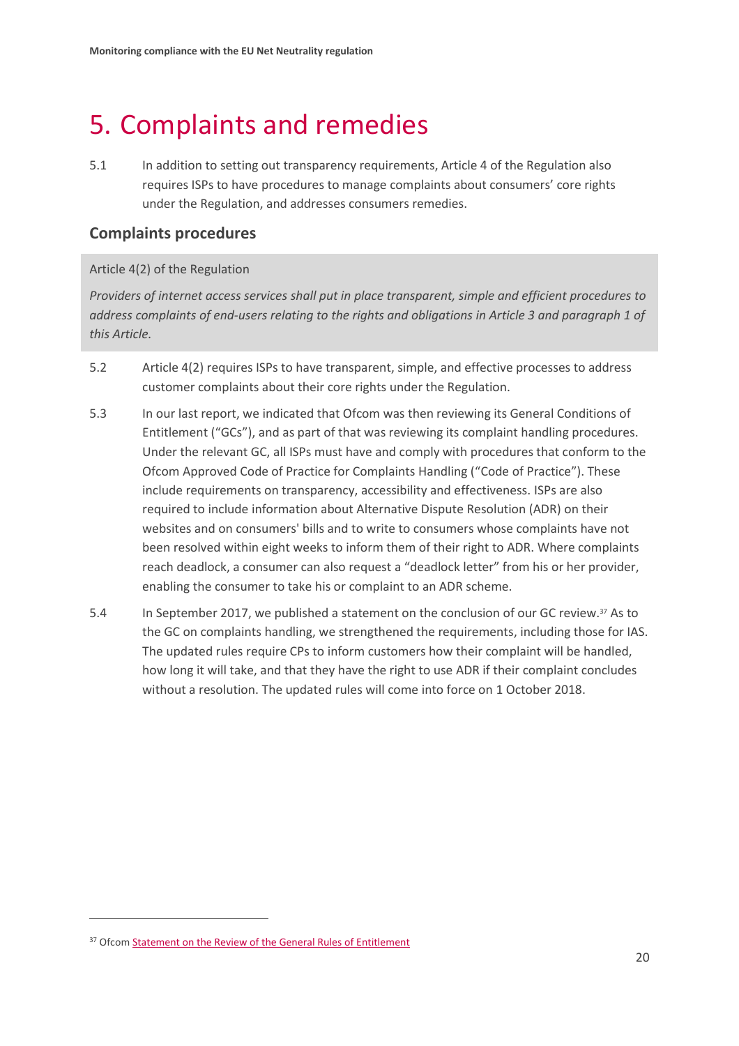# 5. Complaints and remedies

5.1 In addition to setting out transparency requirements, Article 4 of the Regulation also requires ISPs to have procedures to manage complaints about consumers' core rights under the Regulation, and addresses consumers remedies.

## Complaints procedures

Article 4(2) of the Regulation

*Providers of internet access services shall put in place transparent, simple and efficient procedures to address complaints of end-users relating to the rights and obligations in Article 3 and paragraph 1 of this Article.*

5.2 Article 4(2) requires ISPs to have transparent, simple, and effective processes to address customer complaints about their core rights under the Regulation.

5.3 In our last report, we indicated that Ofcom was then reviewing its General Conditions of Entitlement ("GCs"), and as part of that was reviewing its complaint handling procedures. Under the relevant GC, all ISPs must have and comply with procedures that conform to the Ofcom Approved Code of Practice for Complaints Handling ("Code of Practice"). These include requirements on transparency, accessibility and effectiveness. ISPs are also required to include information about Alternative Dispute Resolution (ADR) on their websites and on consumers' bills and to write to consumers whose complaints have not been resolved within eight weeks to inform them of their right to ADR. Where complaints reach deadlock, a consumer can also request a "deadlock letter" from his or her provider, enabling the consumer to take his or complaint to an ADR scheme.

5.4 In September 2017, we published a statement on the conclusion of our GC review.[37] As to the GC on complaints handling, we strengthened the requirements, including those for IAS. The updated rules require CPs to inform customers how their complaint will be handled, how long it will take, and that they have the right to use ADR if their complaint concludes without a resolution. The updated rules will come into force on 1 October 2018.

[37] Ofcom Statement on the Review of the General Rules of Entitlement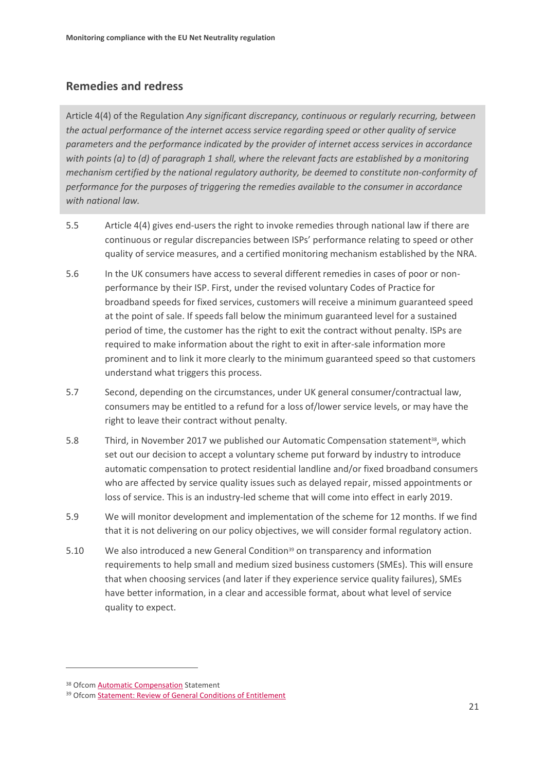## Remedies and redress

Article 4(4) of the Regulation *Any significant discrepancy, continuous or regularly recurring, between the actual performance of the internet access service regarding speed or other quality of service parameters and the performance indicated by the provider of internet access services in accordance with points (a) to (d) of paragraph 1 shall, where the relevant facts are established by a monitoring mechanism certified by the national regulatory authority, be deemed to constitute non-conformity of performance for the purposes of triggering the remedies available to the consumer in accordance with national law.*

5.5 Article 4(4) gives end-users the right to invoke remedies through national law if there are continuous or regular discrepancies between ISPs' performance relating to speed or other quality of service measures, and a certified monitoring mechanism established by the NRA.

5.6 In the UK consumers have access to several different remedies in cases of poor or non-performance by their ISP. First, under the revised voluntary Codes of Practice for broadband speeds for fixed services, customers will receive a minimum guaranteed speed at the point of sale. If speeds fall below the minimum guaranteed level for a sustained period of time, the customer has the right to exit the contract without penalty. ISPs are required to make information about the right to exit in after-sale information more prominent and to link it more clearly to the minimum guaranteed speed so that customers understand what triggers this process.

5.7 Second, depending on the circumstances, under UK general consumer/contractual law, consumers may be entitled to a refund for a loss of/lower service levels, or may have the right to leave their contract without penalty.

5.8 Third, in November 2017 we published our Automatic Compensation statement[38], which set out our decision to accept a voluntary scheme put forward by industry to introduce automatic compensation to protect residential landline and/or fixed broadband consumers who are affected by service quality issues such as delayed repair, missed appointments or loss of service. This is an industry-led scheme that will come into effect in early 2019.

5.9 We will monitor development and implementation of the scheme for 12 months. If we find that it is not delivering on our policy objectives, we will consider formal regulatory action.

5.10 We also introduced a new General Condition[39] on transparency and information requirements to help small and medium sized business customers (SMEs). This will ensure that when choosing services (and later if they experience service quality failures), SMEs have better information, in a clear and accessible format, about what level of service quality to expect.

---

[38] Ofcom Automatic Compensation Statement

[39] Ofcom Statement: Review of General Conditions of Entitlement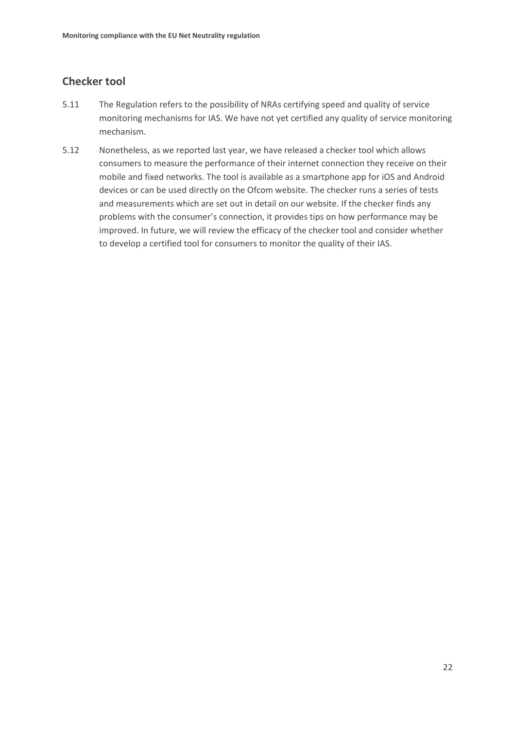## Checker tool

5.11 The Regulation refers to the possibility of NRAs certifying speed and quality of service monitoring mechanisms for IAS. We have not yet certified any quality of service monitoring mechanism.

5.12 Nonetheless, as we reported last year, we have released a checker tool which allows consumers to measure the performance of their internet connection they receive on their mobile and fixed networks. The tool is available as a smartphone app for iOS and Android devices or can be used directly on the Ofcom website. The checker runs a series of tests and measurements which are set out in detail on our website. If the checker finds any problems with the consumer's connection, it provides tips on how performance may be improved. In future, we will review the efficacy of the checker tool and consider whether to develop a certified tool for consumers to monitor the quality of their IAS.